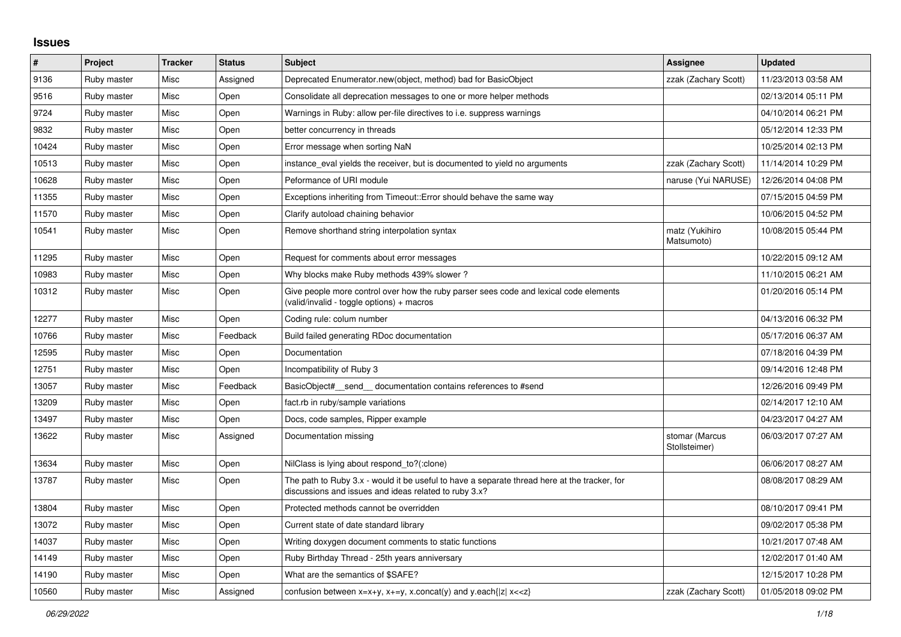# Issues

| # | Project | Tracker | Status | Subject | Assignee | Updated |
|---|---|---|---|---|---|---|
| 9136 | Ruby master | Misc | Assigned | Deprecated Enumerator.new(object, method) bad for BasicObject | zzak (Zachary Scott) | 11/23/2013 03:58 AM |
| 9516 | Ruby master | Misc | Open | Consolidate all deprecation messages to one or more helper methods | | 02/13/2014 05:11 PM |
| 9724 | Ruby master | Misc | Open | Warnings in Ruby: allow per-file directives to i.e. suppress warnings | | 04/10/2014 06:21 PM |
| 9832 | Ruby master | Misc | Open | better concurrency in threads | | 05/12/2014 12:33 PM |
| 10424 | Ruby master | Misc | Open | Error message when sorting NaN | | 10/25/2014 02:13 PM |
| 10513 | Ruby master | Misc | Open | instance_eval yields the receiver, but is documented to yield no arguments | zzak (Zachary Scott) | 11/14/2014 10:29 PM |
| 10628 | Ruby master | Misc | Open | Peformance of URI module | naruse (Yui NARUSE) | 12/26/2014 04:08 PM |
| 11355 | Ruby master | Misc | Open | Exceptions inheriting from Timeout::Error should behave the same way | | 07/15/2015 04:59 PM |
| 11570 | Ruby master | Misc | Open | Clarify autoload chaining behavior | | 10/06/2015 04:52 PM |
| 10541 | Ruby master | Misc | Open | Remove shorthand string interpolation syntax | matz (Yukihiro Matsumoto) | 10/08/2015 05:44 PM |
| 11295 | Ruby master | Misc | Open | Request for comments about error messages | | 10/22/2015 09:12 AM |
| 10983 | Ruby master | Misc | Open | Why blocks make Ruby methods 439% slower ? | | 11/10/2015 06:21 AM |
| 10312 | Ruby master | Misc | Open | Give people more control over how the ruby parser sees code and lexical code elements (valid/invalid - toggle options) + macros | | 01/20/2016 05:14 PM |
| 12277 | Ruby master | Misc | Open | Coding rule: colum number | | 04/13/2016 06:32 PM |
| 10766 | Ruby master | Misc | Feedback | Build failed generating RDoc documentation | | 05/17/2016 06:37 AM |
| 12595 | Ruby master | Misc | Open | Documentation | | 07/18/2016 04:39 PM |
| 12751 | Ruby master | Misc | Open | Incompatibility of Ruby 3 | | 09/14/2016 12:48 PM |
| 13057 | Ruby master | Misc | Feedback | BasicObject#__send__ documentation contains references to #send | | 12/26/2016 09:49 PM |
| 13209 | Ruby master | Misc | Open | fact.rb in ruby/sample variations | | 02/14/2017 12:10 AM |
| 13497 | Ruby master | Misc | Open | Docs, code samples, Ripper example | | 04/23/2017 04:27 AM |
| 13622 | Ruby master | Misc | Assigned | Documentation missing | stomar (Marcus Stollsteimer) | 06/03/2017 07:27 AM |
| 13634 | Ruby master | Misc | Open | NilClass is lying about respond_to?(:clone) | | 06/06/2017 08:27 AM |
| 13787 | Ruby master | Misc | Open | The path to Ruby 3.x - would it be useful to have a separate thread here at the tracker, for discussions and issues and ideas related to ruby 3.x? | | 08/08/2017 08:29 AM |
| 13804 | Ruby master | Misc | Open | Protected methods cannot be overridden | | 08/10/2017 09:41 PM |
| 13072 | Ruby master | Misc | Open | Current state of date standard library | | 09/02/2017 05:38 PM |
| 14037 | Ruby master | Misc | Open | Writing doxygen document comments to static functions | | 10/21/2017 07:48 AM |
| 14149 | Ruby master | Misc | Open | Ruby Birthday Thread - 25th years anniversary | | 12/02/2017 01:40 AM |
| 14190 | Ruby master | Misc | Open | What are the semantics of $SAFE? | | 12/15/2017 10:28 PM |
| 10560 | Ruby master | Misc | Assigned | confusion between x=x+y, x+=y, x.concat(y) and y.each{\|z\| x<<z} | zzak (Zachary Scott) | 01/05/2018 09:02 PM |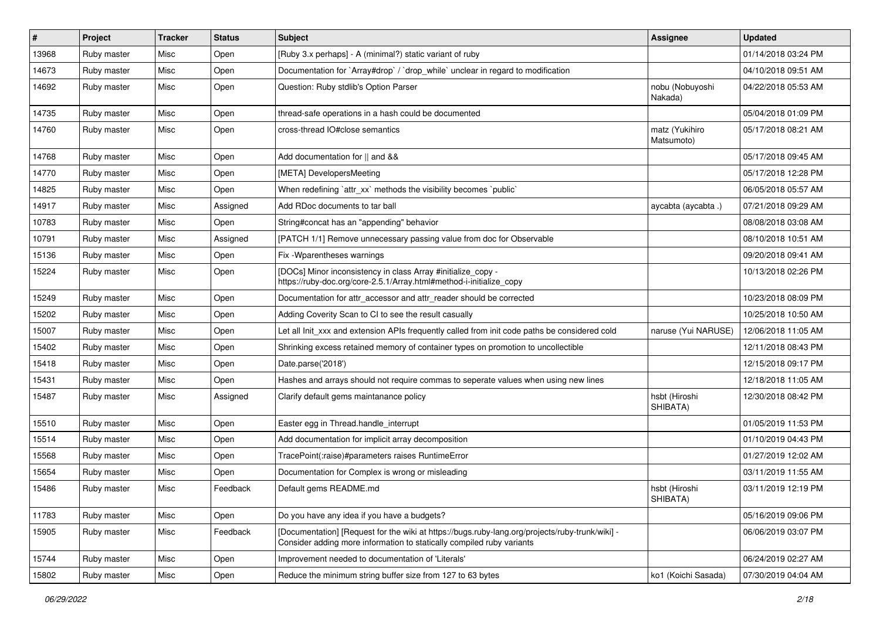| # | Project | Tracker | Status | Subject | Assignee | Updated |
|---|---|---|---|---|---|---|
| 13968 | Ruby master | Misc | Open | [Ruby 3.x perhaps] - A (minimal?) static variant of ruby | | 01/14/2018 03:24 PM |
| 14673 | Ruby master | Misc | Open | Documentation for `Array#drop` / `drop_while` unclear in regard to modification | | 04/10/2018 09:51 AM |
| 14692 | Ruby master | Misc | Open | Question: Ruby stdlib's Option Parser | nobu (Nobuyoshi Nakada) | 04/22/2018 05:53 AM |
| 14735 | Ruby master | Misc | Open | thread-safe operations in a hash could be documented | | 05/04/2018 01:09 PM |
| 14760 | Ruby master | Misc | Open | cross-thread IO#close semantics | matz (Yukihiro Matsumoto) | 05/17/2018 08:21 AM |
| 14768 | Ruby master | Misc | Open | Add documentation for \|\| and && | | 05/17/2018 09:45 AM |
| 14770 | Ruby master | Misc | Open | [META] DevelopersMeeting | | 05/17/2018 12:28 PM |
| 14825 | Ruby master | Misc | Open | When redefining `attr_xx` methods the visibility becomes `public` | | 06/05/2018 05:57 AM |
| 14917 | Ruby master | Misc | Assigned | Add RDoc documents to tar ball | aycabta (aycabta .) | 07/21/2018 09:29 AM |
| 10783 | Ruby master | Misc | Open | String#concat has an "appending" behavior | | 08/08/2018 03:08 AM |
| 10791 | Ruby master | Misc | Assigned | [PATCH 1/1] Remove unnecessary passing value from doc for Observable | | 08/10/2018 10:51 AM |
| 15136 | Ruby master | Misc | Open | Fix -Wparentheses warnings | | 09/20/2018 09:41 AM |
| 15224 | Ruby master | Misc | Open | [DOCs] Minor inconsistency in class Array #initialize_copy - https://ruby-doc.org/core-2.5.1/Array.html#method-i-initialize_copy | | 10/13/2018 02:26 PM |
| 15249 | Ruby master | Misc | Open | Documentation for attr_accessor and attr_reader should be corrected | | 10/23/2018 08:09 PM |
| 15202 | Ruby master | Misc | Open | Adding Coverity Scan to CI to see the result casually | | 10/25/2018 10:50 AM |
| 15007 | Ruby master | Misc | Open | Let all Init_xxx and extension APIs frequently called from init code paths be considered cold | naruse (Yui NARUSE) | 12/06/2018 11:05 AM |
| 15402 | Ruby master | Misc | Open | Shrinking excess retained memory of container types on promotion to uncollectible | | 12/11/2018 08:43 PM |
| 15418 | Ruby master | Misc | Open | Date.parse('2018') | | 12/15/2018 09:17 PM |
| 15431 | Ruby master | Misc | Open | Hashes and arrays should not require commas to seperate values when using new lines | | 12/18/2018 11:05 AM |
| 15487 | Ruby master | Misc | Assigned | Clarify default gems maintanance policy | hsbt (Hiroshi SHIBATA) | 12/30/2018 08:42 PM |
| 15510 | Ruby master | Misc | Open | Easter egg in Thread.handle_interrupt | | 01/05/2019 11:53 PM |
| 15514 | Ruby master | Misc | Open | Add documentation for implicit array decomposition | | 01/10/2019 04:43 PM |
| 15568 | Ruby master | Misc | Open | TracePoint(:raise)#parameters raises RuntimeError | | 01/27/2019 12:02 AM |
| 15654 | Ruby master | Misc | Open | Documentation for Complex is wrong or misleading | | 03/11/2019 11:55 AM |
| 15486 | Ruby master | Misc | Feedback | Default gems README.md | hsbt (Hiroshi SHIBATA) | 03/11/2019 12:19 PM |
| 11783 | Ruby master | Misc | Open | Do you have any idea if you have a budgets? | | 05/16/2019 09:06 PM |
| 15905 | Ruby master | Misc | Feedback | [Documentation] [Request for the wiki at https://bugs.ruby-lang.org/projects/ruby-trunk/wiki] - Consider adding more information to statically compiled ruby variants | | 06/06/2019 03:07 PM |
| 15744 | Ruby master | Misc | Open | Improvement needed to documentation of 'Literals' | | 06/24/2019 02:27 AM |
| 15802 | Ruby master | Misc | Open | Reduce the minimum string buffer size from 127 to 63 bytes | ko1 (Koichi Sasada) | 07/30/2019 04:04 AM |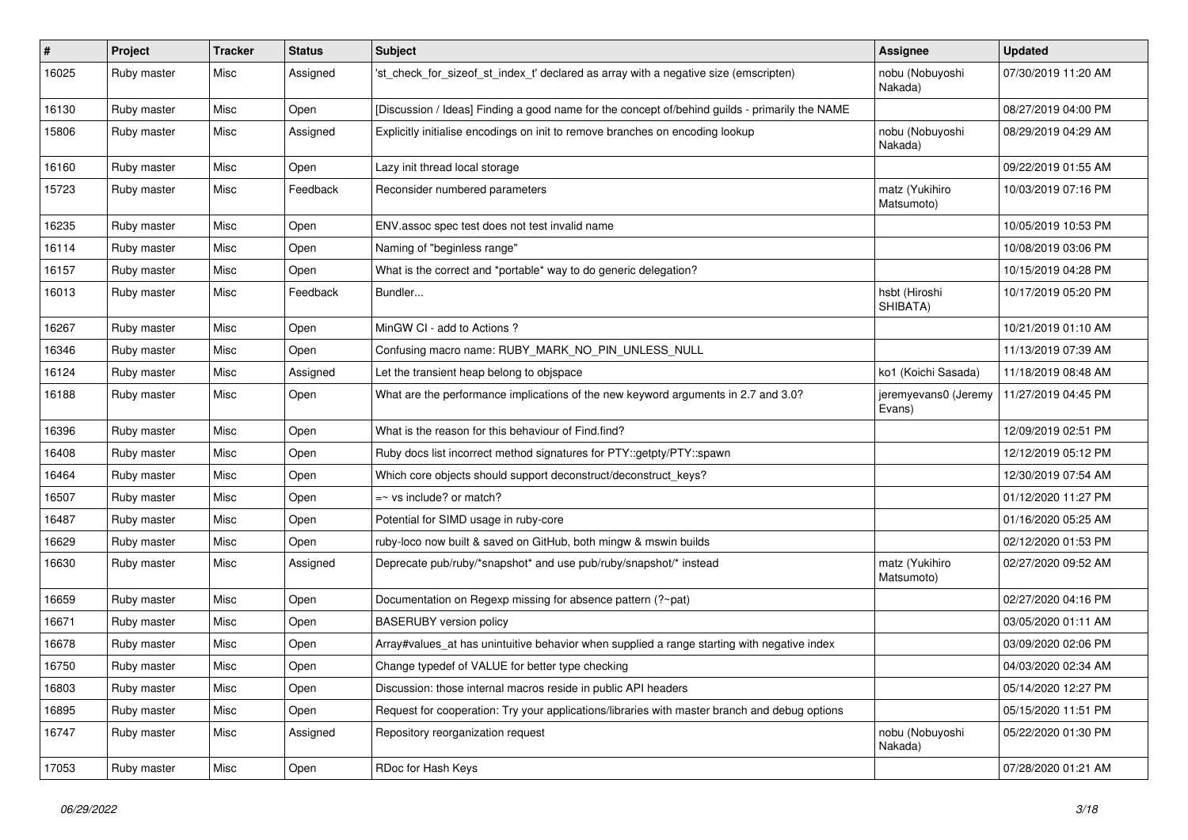| # | Project | Tracker | Status | Subject | Assignee | Updated |
| --- | --- | --- | --- | --- | --- | --- |
| 16025 | Ruby master | Misc | Assigned | 'st_check_for_sizeof_st_index_t' declared as array with a negative size (emscripten) | nobu (Nobuyoshi Nakada) | 07/30/2019 11:20 AM |
| 16130 | Ruby master | Misc | Open | [Discussion / Ideas] Finding a good name for the concept of/behind guilds - primarily the NAME | | 08/27/2019 04:00 PM |
| 15806 | Ruby master | Misc | Assigned | Explicitly initialise encodings on init to remove branches on encoding lookup | nobu (Nobuyoshi Nakada) | 08/29/2019 04:29 AM |
| 16160 | Ruby master | Misc | Open | Lazy init thread local storage | | 09/22/2019 01:55 AM |
| 15723 | Ruby master | Misc | Feedback | Reconsider numbered parameters | matz (Yukihiro Matsumoto) | 10/03/2019 07:16 PM |
| 16235 | Ruby master | Misc | Open | ENV.assoc spec test does not test invalid name | | 10/05/2019 10:53 PM |
| 16114 | Ruby master | Misc | Open | Naming of "beginless range" | | 10/08/2019 03:06 PM |
| 16157 | Ruby master | Misc | Open | What is the correct and *portable* way to do generic delegation? | | 10/15/2019 04:28 PM |
| 16013 | Ruby master | Misc | Feedback | Bundler... | hsbt (Hiroshi SHIBATA) | 10/17/2019 05:20 PM |
| 16267 | Ruby master | Misc | Open | MinGW CI - add to Actions ? | | 10/21/2019 01:10 AM |
| 16346 | Ruby master | Misc | Open | Confusing macro name: RUBY_MARK_NO_PIN_UNLESS_NULL | | 11/13/2019 07:39 AM |
| 16124 | Ruby master | Misc | Assigned | Let the transient heap belong to objspace | ko1 (Koichi Sasada) | 11/18/2019 08:48 AM |
| 16188 | Ruby master | Misc | Open | What are the performance implications of the new keyword arguments in 2.7 and 3.0? | jeremyevans0 (Jeremy Evans) | 11/27/2019 04:45 PM |
| 16396 | Ruby master | Misc | Open | What is the reason for this behaviour of Find.find? | | 12/09/2019 02:51 PM |
| 16408 | Ruby master | Misc | Open | Ruby docs list incorrect method signatures for PTY::getpty/PTY::spawn | | 12/12/2019 05:12 PM |
| 16464 | Ruby master | Misc | Open | Which core objects should support deconstruct/deconstruct_keys? | | 12/30/2019 07:54 AM |
| 16507 | Ruby master | Misc | Open | =~ vs include? or match? | | 01/12/2020 11:27 PM |
| 16487 | Ruby master | Misc | Open | Potential for SIMD usage in ruby-core | | 01/16/2020 05:25 AM |
| 16629 | Ruby master | Misc | Open | ruby-loco now built & saved on GitHub, both mingw & mswin builds | | 02/12/2020 01:53 PM |
| 16630 | Ruby master | Misc | Assigned | Deprecate pub/ruby/*snapshot* and use pub/ruby/snapshot/* instead | matz (Yukihiro Matsumoto) | 02/27/2020 09:52 AM |
| 16659 | Ruby master | Misc | Open | Documentation on Regexp missing for absence pattern (?~pat) | | 02/27/2020 04:16 PM |
| 16671 | Ruby master | Misc | Open | BASERUBY version policy | | 03/05/2020 01:11 AM |
| 16678 | Ruby master | Misc | Open | Array#values_at has unintuitive behavior when supplied a range starting with negative index | | 03/09/2020 02:06 PM |
| 16750 | Ruby master | Misc | Open | Change typedef of VALUE for better type checking | | 04/03/2020 02:34 AM |
| 16803 | Ruby master | Misc | Open | Discussion: those internal macros reside in public API headers | | 05/14/2020 12:27 PM |
| 16895 | Ruby master | Misc | Open | Request for cooperation: Try your applications/libraries with master branch and debug options | | 05/15/2020 11:51 PM |
| 16747 | Ruby master | Misc | Assigned | Repository reorganization request | nobu (Nobuyoshi Nakada) | 05/22/2020 01:30 PM |
| 17053 | Ruby master | Misc | Open | RDoc for Hash Keys | | 07/28/2020 01:21 AM |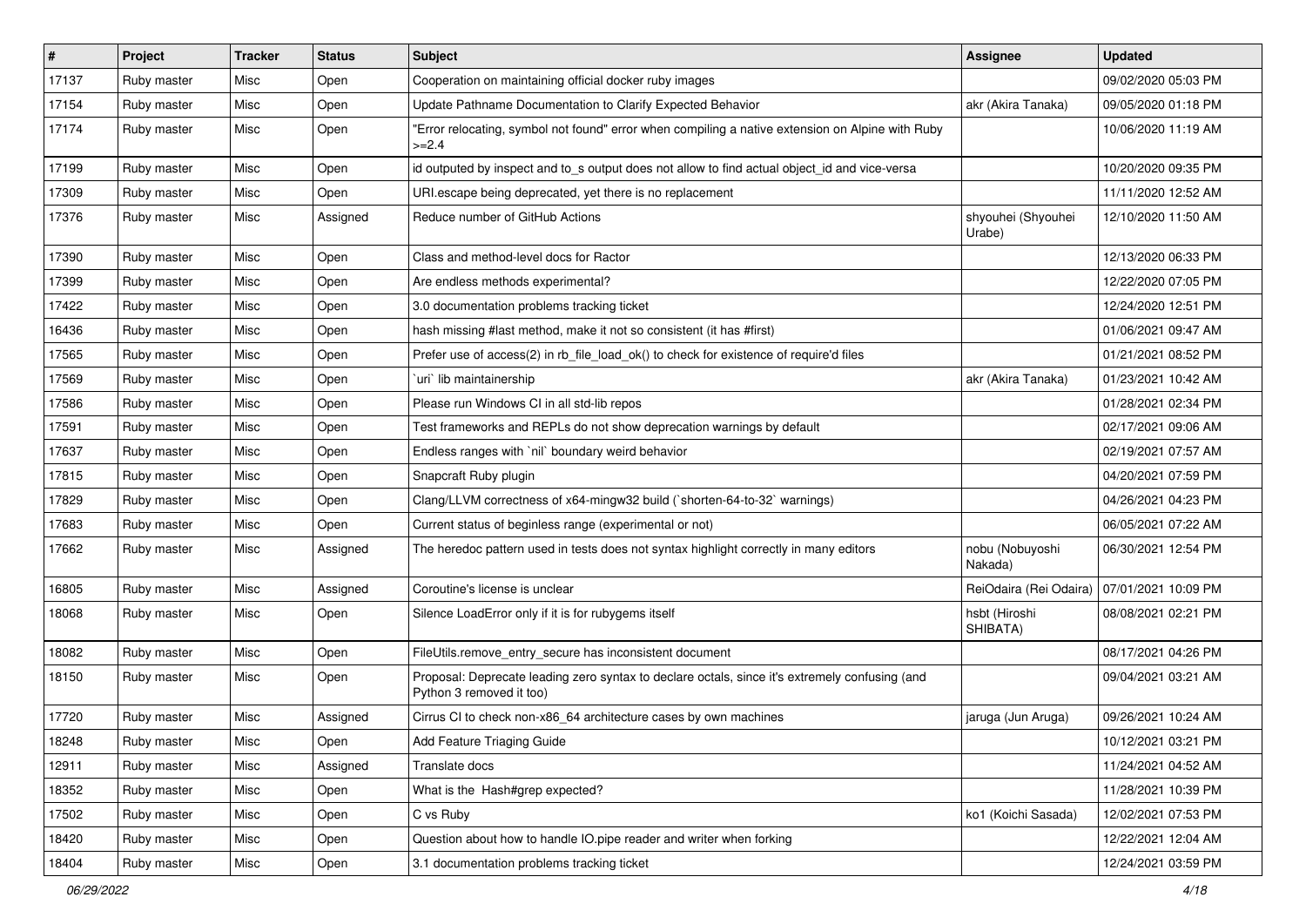| # | Project | Tracker | Status | Subject | Assignee | Updated |
| --- | --- | --- | --- | --- | --- | --- |
| 17137 | Ruby master | Misc | Open | Cooperation on maintaining official docker ruby images | | 09/02/2020 05:03 PM |
| 17154 | Ruby master | Misc | Open | Update Pathname Documentation to Clarify Expected Behavior | akr (Akira Tanaka) | 09/05/2020 01:18 PM |
| 17174 | Ruby master | Misc | Open | "Error relocating, symbol not found" error when compiling a native extension on Alpine with Ruby >=2.4 | | 10/06/2020 11:19 AM |
| 17199 | Ruby master | Misc | Open | id outputed by inspect and to_s output does not allow to find actual object_id and vice-versa | | 10/20/2020 09:35 PM |
| 17309 | Ruby master | Misc | Open | URI.escape being deprecated, yet there is no replacement | | 11/11/2020 12:52 AM |
| 17376 | Ruby master | Misc | Assigned | Reduce number of GitHub Actions | shyouhei (Shyouhei Urabe) | 12/10/2020 11:50 AM |
| 17390 | Ruby master | Misc | Open | Class and method-level docs for Ractor | | 12/13/2020 06:33 PM |
| 17399 | Ruby master | Misc | Open | Are endless methods experimental? | | 12/22/2020 07:05 PM |
| 17422 | Ruby master | Misc | Open | 3.0 documentation problems tracking ticket | | 12/24/2020 12:51 PM |
| 16436 | Ruby master | Misc | Open | hash missing #last method, make it not so consistent (it has #first) | | 01/06/2021 09:47 AM |
| 17565 | Ruby master | Misc | Open | Prefer use of access(2) in rb_file_load_ok() to check for existence of require'd files | | 01/21/2021 08:52 PM |
| 17569 | Ruby master | Misc | Open | `uri` lib maintainership | akr (Akira Tanaka) | 01/23/2021 10:42 AM |
| 17586 | Ruby master | Misc | Open | Please run Windows CI in all std-lib repos | | 01/28/2021 02:34 PM |
| 17591 | Ruby master | Misc | Open | Test frameworks and REPLs do not show deprecation warnings by default | | 02/17/2021 09:06 AM |
| 17637 | Ruby master | Misc | Open | Endless ranges with `nil` boundary weird behavior | | 02/19/2021 07:57 AM |
| 17815 | Ruby master | Misc | Open | Snapcraft Ruby plugin | | 04/20/2021 07:59 PM |
| 17829 | Ruby master | Misc | Open | Clang/LLVM correctness of x64-mingw32 build (`shorten-64-to-32` warnings) | | 04/26/2021 04:23 PM |
| 17683 | Ruby master | Misc | Open | Current status of beginless range (experimental or not) | | 06/05/2021 07:22 AM |
| 17662 | Ruby master | Misc | Assigned | The heredoc pattern used in tests does not syntax highlight correctly in many editors | nobu (Nobuyoshi Nakada) | 06/30/2021 12:54 PM |
| 16805 | Ruby master | Misc | Assigned | Coroutine's license is unclear | ReiOdaira (Rei Odaira) | 07/01/2021 10:09 PM |
| 18068 | Ruby master | Misc | Open | Silence LoadError only if it is for rubygems itself | hsbt (Hiroshi SHIBATA) | 08/08/2021 02:21 PM |
| 18082 | Ruby master | Misc | Open | FileUtils.remove_entry_secure has inconsistent document | | 08/17/2021 04:26 PM |
| 18150 | Ruby master | Misc | Open | Proposal: Deprecate leading zero syntax to declare octals, since it's extremely confusing (and Python 3 removed it too) | | 09/04/2021 03:21 AM |
| 17720 | Ruby master | Misc | Assigned | Cirrus CI to check non-x86_64 architecture cases by own machines | jaruga (Jun Aruga) | 09/26/2021 10:24 AM |
| 18248 | Ruby master | Misc | Open | Add Feature Triaging Guide | | 10/12/2021 03:21 PM |
| 12911 | Ruby master | Misc | Assigned | Translate docs | | 11/24/2021 04:52 AM |
| 18352 | Ruby master | Misc | Open | What is the Hash#grep expected? | | 11/28/2021 10:39 PM |
| 17502 | Ruby master | Misc | Open | C vs Ruby | ko1 (Koichi Sasada) | 12/02/2021 07:53 PM |
| 18420 | Ruby master | Misc | Open | Question about how to handle IO.pipe reader and writer when forking | | 12/22/2021 12:04 AM |
| 18404 | Ruby master | Misc | Open | 3.1 documentation problems tracking ticket | | 12/24/2021 03:59 PM |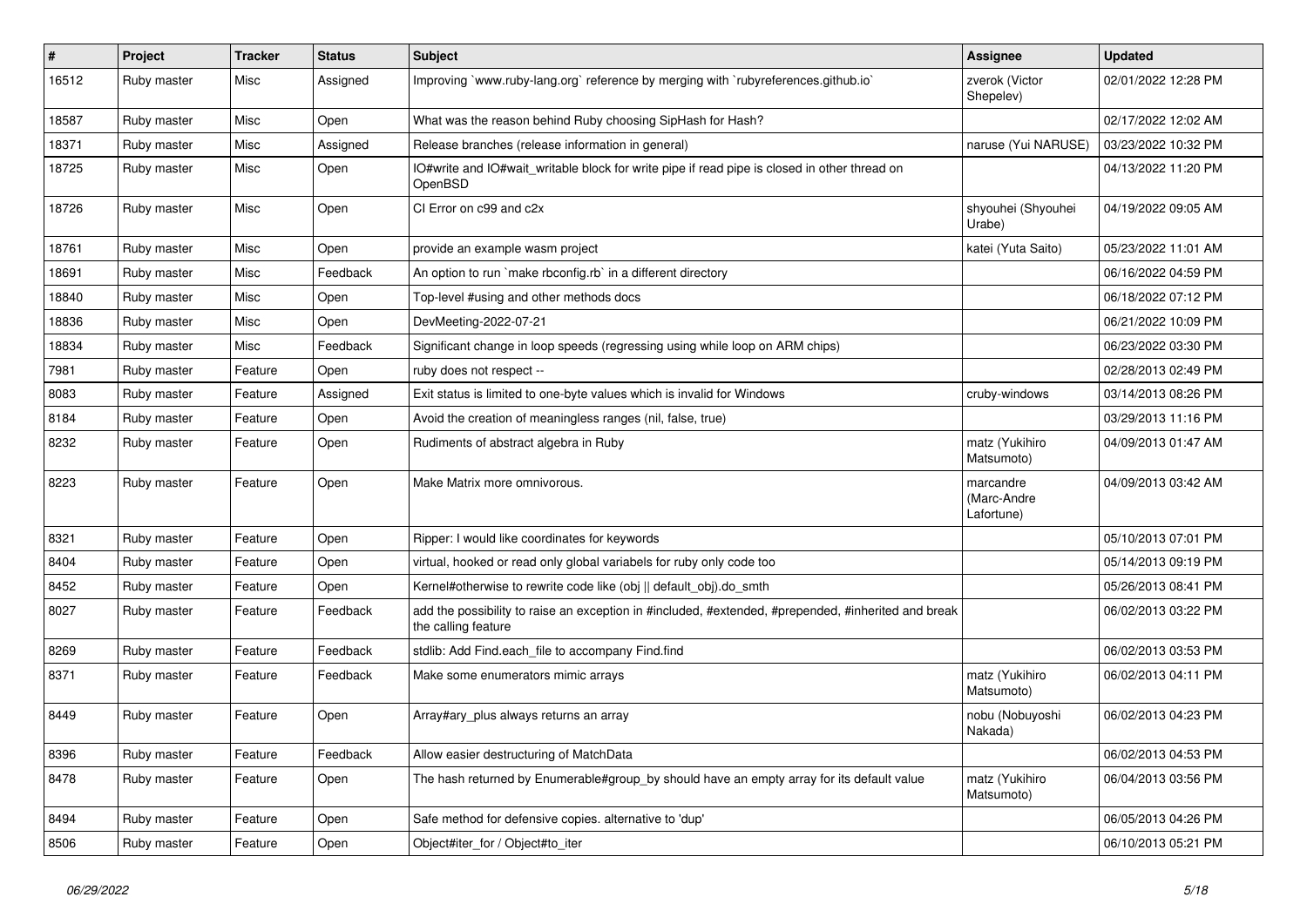| # | Project | Tracker | Status | Subject | Assignee | Updated |
|---|---|---|---|---|---|---|
| 16512 | Ruby master | Misc | Assigned | Improving `www.ruby-lang.org` reference by merging with `rubyreferences.github.io` | zverok (Victor Shepelev) | 02/01/2022 12:28 PM |
| 18587 | Ruby master | Misc | Open | What was the reason behind Ruby choosing SipHash for Hash? | | 02/17/2022 12:02 AM |
| 18371 | Ruby master | Misc | Assigned | Release branches (release information in general) | naruse (Yui NARUSE) | 03/23/2022 10:32 PM |
| 18725 | Ruby master | Misc | Open | IO#write and IO#wait_writable block for write pipe if read pipe is closed in other thread on OpenBSD | | 04/13/2022 11:20 PM |
| 18726 | Ruby master | Misc | Open | CI Error on c99 and c2x | shyouhei (Shyouhei Urabe) | 04/19/2022 09:05 AM |
| 18761 | Ruby master | Misc | Open | provide an example wasm project | katei (Yuta Saito) | 05/23/2022 11:01 AM |
| 18691 | Ruby master | Misc | Feedback | An option to run `make rbconfig.rb` in a different directory | | 06/16/2022 04:59 PM |
| 18840 | Ruby master | Misc | Open | Top-level #using and other methods docs | | 06/18/2022 07:12 PM |
| 18836 | Ruby master | Misc | Open | DevMeeting-2022-07-21 | | 06/21/2022 10:09 PM |
| 18834 | Ruby master | Misc | Feedback | Significant change in loop speeds (regressing using while loop on ARM chips) | | 06/23/2022 03:30 PM |
| 7981 | Ruby master | Feature | Open | ruby does not respect -- | | 02/28/2013 02:49 PM |
| 8083 | Ruby master | Feature | Assigned | Exit status is limited to one-byte values which is invalid for Windows | cruby-windows | 03/14/2013 08:26 PM |
| 8184 | Ruby master | Feature | Open | Avoid the creation of meaningless ranges (nil, false, true) | | 03/29/2013 11:16 PM |
| 8232 | Ruby master | Feature | Open | Rudiments of abstract algebra in Ruby | matz (Yukihiro Matsumoto) | 04/09/2013 01:47 AM |
| 8223 | Ruby master | Feature | Open | Make Matrix more omnivorous. | marcandre (Marc-Andre Lafortune) | 04/09/2013 03:42 AM |
| 8321 | Ruby master | Feature | Open | Ripper: I would like coordinates for keywords | | 05/10/2013 07:01 PM |
| 8404 | Ruby master | Feature | Open | virtual, hooked or read only global variabels for ruby only code too | | 05/14/2013 09:19 PM |
| 8452 | Ruby master | Feature | Open | Kernel#otherwise to rewrite code like (obj \|\| default_obj).do_smth | | 05/26/2013 08:41 PM |
| 8027 | Ruby master | Feature | Feedback | add the possibility to raise an exception in #included, #extended, #prepended, #inherited and break the calling feature | | 06/02/2013 03:22 PM |
| 8269 | Ruby master | Feature | Feedback | stdlib: Add Find.each_file to accompany Find.find | | 06/02/2013 03:53 PM |
| 8371 | Ruby master | Feature | Feedback | Make some enumerators mimic arrays | matz (Yukihiro Matsumoto) | 06/02/2013 04:11 PM |
| 8449 | Ruby master | Feature | Open | Array#ary_plus always returns an array | nobu (Nobuyoshi Nakada) | 06/02/2013 04:23 PM |
| 8396 | Ruby master | Feature | Feedback | Allow easier destructuring of MatchData | | 06/02/2013 04:53 PM |
| 8478 | Ruby master | Feature | Open | The hash returned by Enumerable#group_by should have an empty array for its default value | matz (Yukihiro Matsumoto) | 06/04/2013 03:56 PM |
| 8494 | Ruby master | Feature | Open | Safe method for defensive copies. alternative to 'dup' | | 06/05/2013 04:26 PM |
| 8506 | Ruby master | Feature | Open | Object#iter_for / Object#to_iter | | 06/10/2013 05:21 PM |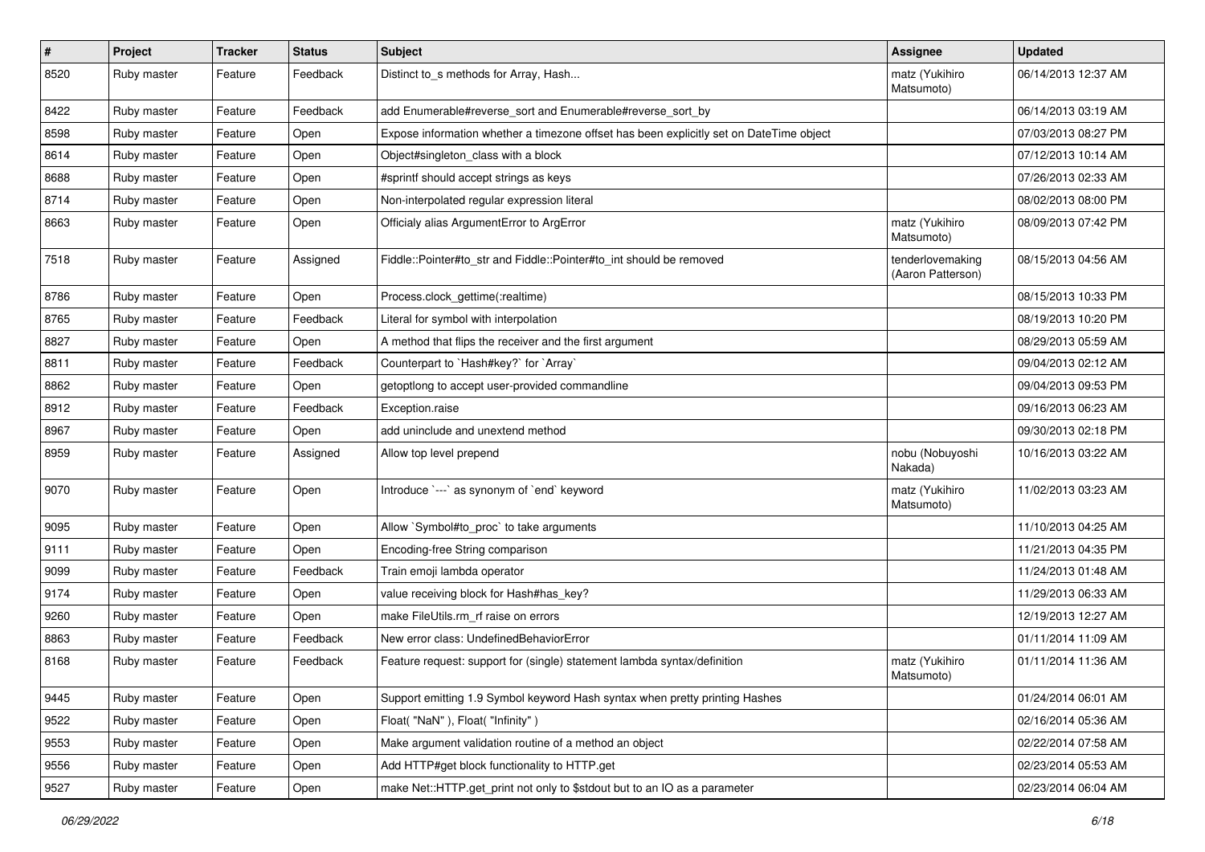| # | Project | Tracker | Status | Subject | Assignee | Updated |
| --- | --- | --- | --- | --- | --- | --- |
| 8520 | Ruby master | Feature | Feedback | Distinct to_s methods for Array, Hash... | matz (Yukihiro Matsumoto) | 06/14/2013 12:37 AM |
| 8422 | Ruby master | Feature | Feedback | add Enumerable#reverse_sort and Enumerable#reverse_sort_by | | 06/14/2013 03:19 AM |
| 8598 | Ruby master | Feature | Open | Expose information whether a timezone offset has been explicitly set on DateTime object | | 07/03/2013 08:27 PM |
| 8614 | Ruby master | Feature | Open | Object#singleton_class with a block | | 07/12/2013 10:14 AM |
| 8688 | Ruby master | Feature | Open | #sprintf should accept strings as keys | | 07/26/2013 02:33 AM |
| 8714 | Ruby master | Feature | Open | Non-interpolated regular expression literal | | 08/02/2013 08:00 PM |
| 8663 | Ruby master | Feature | Open | Officialy alias ArgumentError to ArgError | matz (Yukihiro Matsumoto) | 08/09/2013 07:42 PM |
| 7518 | Ruby master | Feature | Assigned | Fiddle::Pointer#to_str and Fiddle::Pointer#to_int should be removed | tenderlovemaking (Aaron Patterson) | 08/15/2013 04:56 AM |
| 8786 | Ruby master | Feature | Open | Process.clock_gettime(:realtime) | | 08/15/2013 10:33 PM |
| 8765 | Ruby master | Feature | Feedback | Literal for symbol with interpolation | | 08/19/2013 10:20 PM |
| 8827 | Ruby master | Feature | Open | A method that flips the receiver and the first argument | | 08/29/2013 05:59 AM |
| 8811 | Ruby master | Feature | Feedback | Counterpart to `Hash#key?` for `Array` | | 09/04/2013 02:12 AM |
| 8862 | Ruby master | Feature | Open | getoptlong to accept user-provided commandline | | 09/04/2013 09:53 PM |
| 8912 | Ruby master | Feature | Feedback | Exception.raise | | 09/16/2013 06:23 AM |
| 8967 | Ruby master | Feature | Open | add uninclude and unextend method | | 09/30/2013 02:18 PM |
| 8959 | Ruby master | Feature | Assigned | Allow top level prepend | nobu (Nobuyoshi Nakada) | 10/16/2013 03:22 AM |
| 9070 | Ruby master | Feature | Open | Introduce `---` as synonym of `end` keyword | matz (Yukihiro Matsumoto) | 11/02/2013 03:23 AM |
| 9095 | Ruby master | Feature | Open | Allow `Symbol#to_proc` to take arguments | | 11/10/2013 04:25 AM |
| 9111 | Ruby master | Feature | Open | Encoding-free String comparison | | 11/21/2013 04:35 PM |
| 9099 | Ruby master | Feature | Feedback | Train emoji lambda operator | | 11/24/2013 01:48 AM |
| 9174 | Ruby master | Feature | Open | value receiving block for Hash#has_key? | | 11/29/2013 06:33 AM |
| 9260 | Ruby master | Feature | Open | make FileUtils.rm_rf raise on errors | | 12/19/2013 12:27 AM |
| 8863 | Ruby master | Feature | Feedback | New error class: UndefinedBehaviorError | | 01/11/2014 11:09 AM |
| 8168 | Ruby master | Feature | Feedback | Feature request: support for (single) statement lambda syntax/definition | matz (Yukihiro Matsumoto) | 01/11/2014 11:36 AM |
| 9445 | Ruby master | Feature | Open | Support emitting 1.9 Symbol keyword Hash syntax when pretty printing Hashes | | 01/24/2014 06:01 AM |
| 9522 | Ruby master | Feature | Open | Float( "NaN" ), Float( "Infinity" ) | | 02/16/2014 05:36 AM |
| 9553 | Ruby master | Feature | Open | Make argument validation routine of a method an object | | 02/22/2014 07:58 AM |
| 9556 | Ruby master | Feature | Open | Add HTTP#get block functionality to HTTP.get | | 02/23/2014 05:53 AM |
| 9527 | Ruby master | Feature | Open | make Net::HTTP.get_print not only to $stdout but to an IO as a parameter | | 02/23/2014 06:04 AM |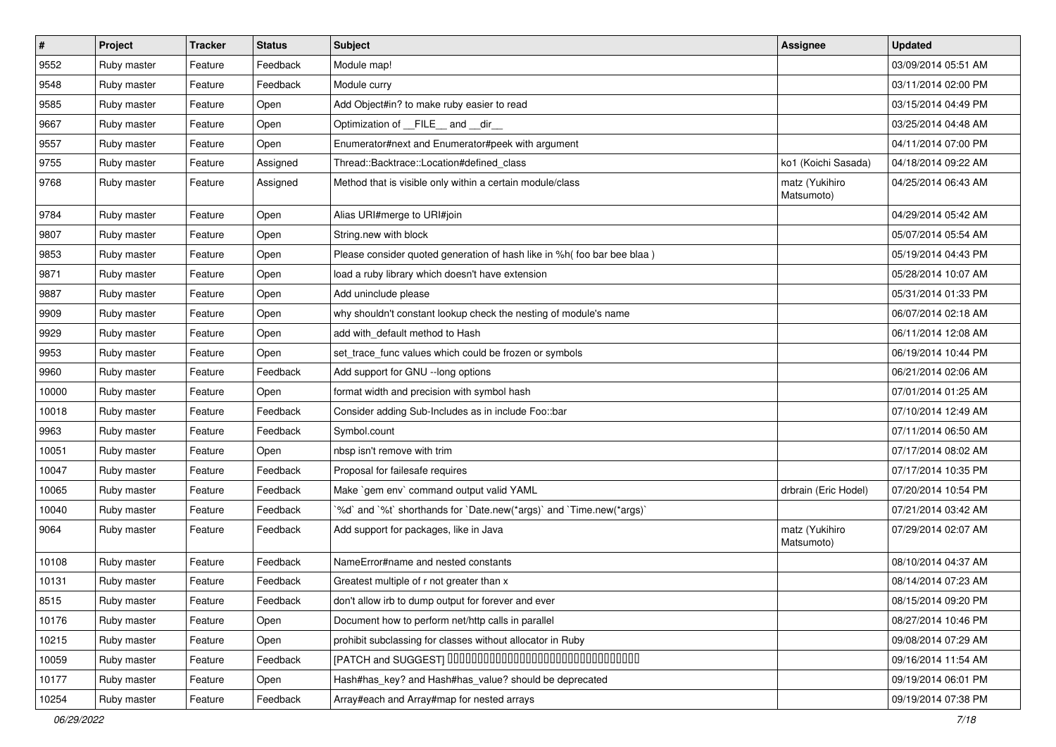| # | Project | Tracker | Status | Subject | Assignee | Updated |
|---|---|---|---|---|---|---|
| 9552 | Ruby master | Feature | Feedback | Module map! | | 03/09/2014 05:51 AM |
| 9548 | Ruby master | Feature | Feedback | Module curry | | 03/11/2014 02:00 PM |
| 9585 | Ruby master | Feature | Open | Add Object#in? to make ruby easier to read | | 03/15/2014 04:49 PM |
| 9667 | Ruby master | Feature | Open | Optimization of __FILE__ and __dir__ | | 03/25/2014 04:48 AM |
| 9557 | Ruby master | Feature | Open | Enumerator#next and Enumerator#peek with argument | | 04/11/2014 07:00 PM |
| 9755 | Ruby master | Feature | Assigned | Thread::Backtrace::Location#defined_class | ko1 (Koichi Sasada) | 04/18/2014 09:22 AM |
| 9768 | Ruby master | Feature | Assigned | Method that is visible only within a certain module/class | matz (Yukihiro Matsumoto) | 04/25/2014 06:43 AM |
| 9784 | Ruby master | Feature | Open | Alias URI#merge to URI#join | | 04/29/2014 05:42 AM |
| 9807 | Ruby master | Feature | Open | String.new with block | | 05/07/2014 05:54 AM |
| 9853 | Ruby master | Feature | Open | Please consider quoted generation of hash like in %h( foo bar bee blaa ) | | 05/19/2014 04:43 PM |
| 9871 | Ruby master | Feature | Open | load a ruby library which doesn't have extension | | 05/28/2014 10:07 AM |
| 9887 | Ruby master | Feature | Open | Add uninclude please | | 05/31/2014 01:33 PM |
| 9909 | Ruby master | Feature | Open | why shouldn't constant lookup check the nesting of module's name | | 06/07/2014 02:18 AM |
| 9929 | Ruby master | Feature | Open | add with_default method to Hash | | 06/11/2014 12:08 AM |
| 9953 | Ruby master | Feature | Open | set_trace_func values which could be frozen or symbols | | 06/19/2014 10:44 PM |
| 9960 | Ruby master | Feature | Feedback | Add support for GNU --long options | | 06/21/2014 02:06 AM |
| 10000 | Ruby master | Feature | Open | format width and precision with symbol hash | | 07/01/2014 01:25 AM |
| 10018 | Ruby master | Feature | Feedback | Consider adding Sub-Includes as in include Foo::bar | | 07/10/2014 12:49 AM |
| 9963 | Ruby master | Feature | Feedback | Symbol.count | | 07/11/2014 06:50 AM |
| 10051 | Ruby master | Feature | Open | nbsp isn't remove with trim | | 07/17/2014 08:02 AM |
| 10047 | Ruby master | Feature | Feedback | Proposal for failesafe requires | | 07/17/2014 10:35 PM |
| 10065 | Ruby master | Feature | Feedback | Make `gem env` command output valid YAML | drbrain (Eric Hodel) | 07/20/2014 10:54 PM |
| 10040 | Ruby master | Feature | Feedback | `%d` and `%t` shorthands for `Date.new(*args)` and `Time.new(*args)` | | 07/21/2014 03:42 AM |
| 9064 | Ruby master | Feature | Feedback | Add support for packages, like in Java | matz (Yukihiro Matsumoto) | 07/29/2014 02:07 AM |
| 10108 | Ruby master | Feature | Feedback | NameError#name and nested constants | | 08/10/2014 04:37 AM |
| 10131 | Ruby master | Feature | Feedback | Greatest multiple of r not greater than x | | 08/14/2014 07:23 AM |
| 8515 | Ruby master | Feature | Feedback | don't allow irb to dump output for forever and ever | | 08/15/2014 09:20 PM |
| 10176 | Ruby master | Feature | Open | Document how to perform net/http calls in parallel | | 08/27/2014 10:46 PM |
| 10215 | Ruby master | Feature | Open | prohibit subclassing for classes without allocator in Ruby | | 09/08/2014 07:29 AM |
| 10059 | Ruby master | Feature | Feedback | [PATCH and SUGGEST] □□□□□□□□□□□□□□□□□□□□□□□□□□□□□□□□□□□□ | | 09/16/2014 11:54 AM |
| 10177 | Ruby master | Feature | Open | Hash#has_key? and Hash#has_value? should be deprecated | | 09/19/2014 06:01 PM |
| 10254 | Ruby master | Feature | Feedback | Array#each and Array#map for nested arrays | | 09/19/2014 07:38 PM |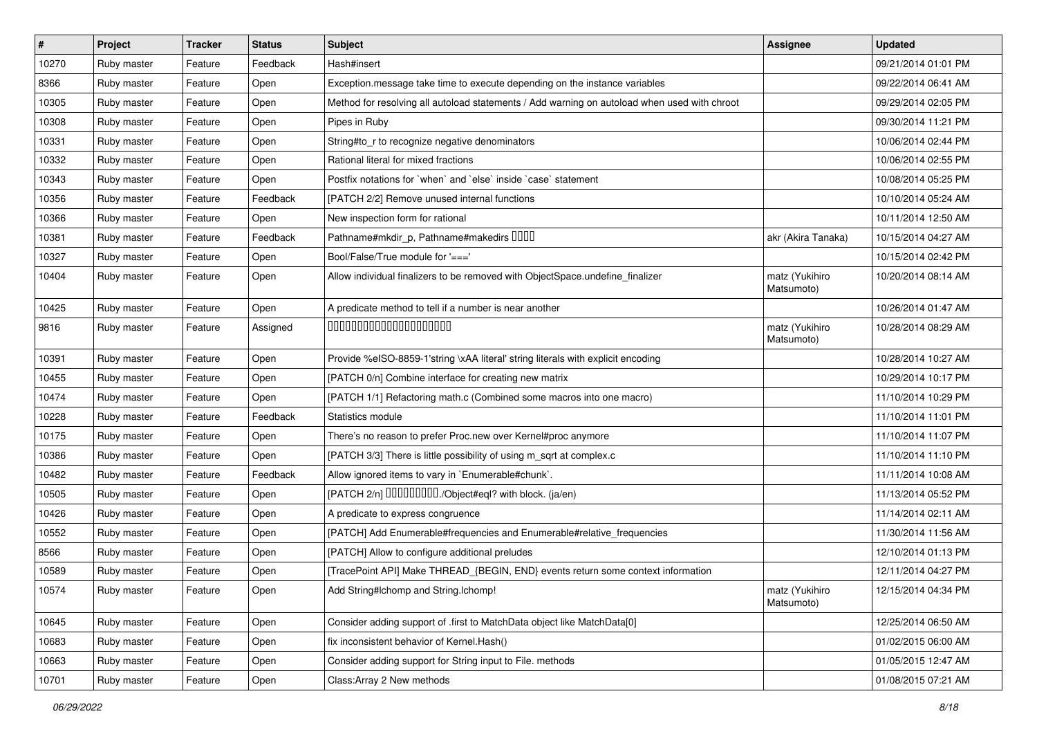| # | Project | Tracker | Status | Subject | Assignee | Updated |
| --- | --- | --- | --- | --- | --- | --- |
| 10270 | Ruby master | Feature | Feedback | Hash#insert | | 09/21/2014 01:01 PM |
| 8366 | Ruby master | Feature | Open | Exception.message take time to execute depending on the instance variables | | 09/22/2014 06:41 AM |
| 10305 | Ruby master | Feature | Open | Method for resolving all autoload statements / Add warning on autoload when used with chroot | | 09/29/2014 02:05 PM |
| 10308 | Ruby master | Feature | Open | Pipes in Ruby | | 09/30/2014 11:21 PM |
| 10331 | Ruby master | Feature | Open | String#to_r to recognize negative denominators | | 10/06/2014 02:44 PM |
| 10332 | Ruby master | Feature | Open | Rational literal for mixed fractions | | 10/06/2014 02:55 PM |
| 10343 | Ruby master | Feature | Open | Postfix notations for `when` and `else` inside `case` statement | | 10/08/2014 05:25 PM |
| 10356 | Ruby master | Feature | Feedback | [PATCH 2/2] Remove unused internal functions | | 10/10/2014 05:24 AM |
| 10366 | Ruby master | Feature | Open | New inspection form for rational | | 10/11/2014 12:50 AM |
| 10381 | Ruby master | Feature | Feedback | Pathname#mkdir_p, Pathname#makedirs ████ | akr (Akira Tanaka) | 10/15/2014 04:27 AM |
| 10327 | Ruby master | Feature | Open | Bool/False/True module for '===' | | 10/15/2014 02:42 PM |
| 10404 | Ruby master | Feature | Open | Allow individual finalizers to be removed with ObjectSpace.undefine_finalizer | matz (Yukihiro Matsumoto) | 10/20/2014 08:14 AM |
| 10425 | Ruby master | Feature | Open | A predicate method to tell if a number is near another | | 10/26/2014 01:47 AM |
| 9816 | Ruby master | Feature | Assigned | ██████████████████████ | matz (Yukihiro Matsumoto) | 10/28/2014 08:29 AM |
| 10391 | Ruby master | Feature | Open | Provide %eISO-8859-1'string \xAA literal' string literals with explicit encoding | | 10/28/2014 10:27 AM |
| 10455 | Ruby master | Feature | Open | [PATCH 0/n] Combine interface for creating new matrix | | 10/29/2014 10:17 PM |
| 10474 | Ruby master | Feature | Open | [PATCH 1/1] Refactoring math.c (Combined some macros into one macro) | | 11/10/2014 10:29 PM |
| 10228 | Ruby master | Feature | Feedback | Statistics module | | 11/10/2014 11:01 PM |
| 10175 | Ruby master | Feature | Open | There's no reason to prefer Proc.new over Kernel#proc anymore | | 11/10/2014 11:07 PM |
| 10386 | Ruby master | Feature | Open | [PATCH 3/3] There is little possibility of using m_sqrt at complex.c | | 11/10/2014 11:10 PM |
| 10482 | Ruby master | Feature | Feedback | Allow ignored items to vary in `Enumerable#chunk`. | | 11/11/2014 10:08 AM |
| 10505 | Ruby master | Feature | Open | [PATCH 2/n] █████████./Object#eql? with block. (ja/en) | | 11/13/2014 05:52 PM |
| 10426 | Ruby master | Feature | Open | A predicate to express congruence | | 11/14/2014 02:11 AM |
| 10552 | Ruby master | Feature | Open | [PATCH] Add Enumerable#frequencies and Enumerable#relative_frequencies | | 11/30/2014 11:56 AM |
| 8566 | Ruby master | Feature | Open | [PATCH] Allow to configure additional preludes | | 12/10/2014 01:13 PM |
| 10589 | Ruby master | Feature | Open | [TracePoint API] Make THREAD_{BEGIN, END} events return some context information | | 12/11/2014 04:27 PM |
| 10574 | Ruby master | Feature | Open | Add String#lchomp and String.lchomp! | matz (Yukihiro Matsumoto) | 12/15/2014 04:34 PM |
| 10645 | Ruby master | Feature | Open | Consider adding support of .first to MatchData object like MatchData[0] | | 12/25/2014 06:50 AM |
| 10683 | Ruby master | Feature | Open | fix inconsistent behavior of Kernel.Hash() | | 01/02/2015 06:00 AM |
| 10663 | Ruby master | Feature | Open | Consider adding support for String input to File. methods | | 01/05/2015 12:47 AM |
| 10701 | Ruby master | Feature | Open | Class:Array 2 New methods | | 01/08/2015 07:21 AM |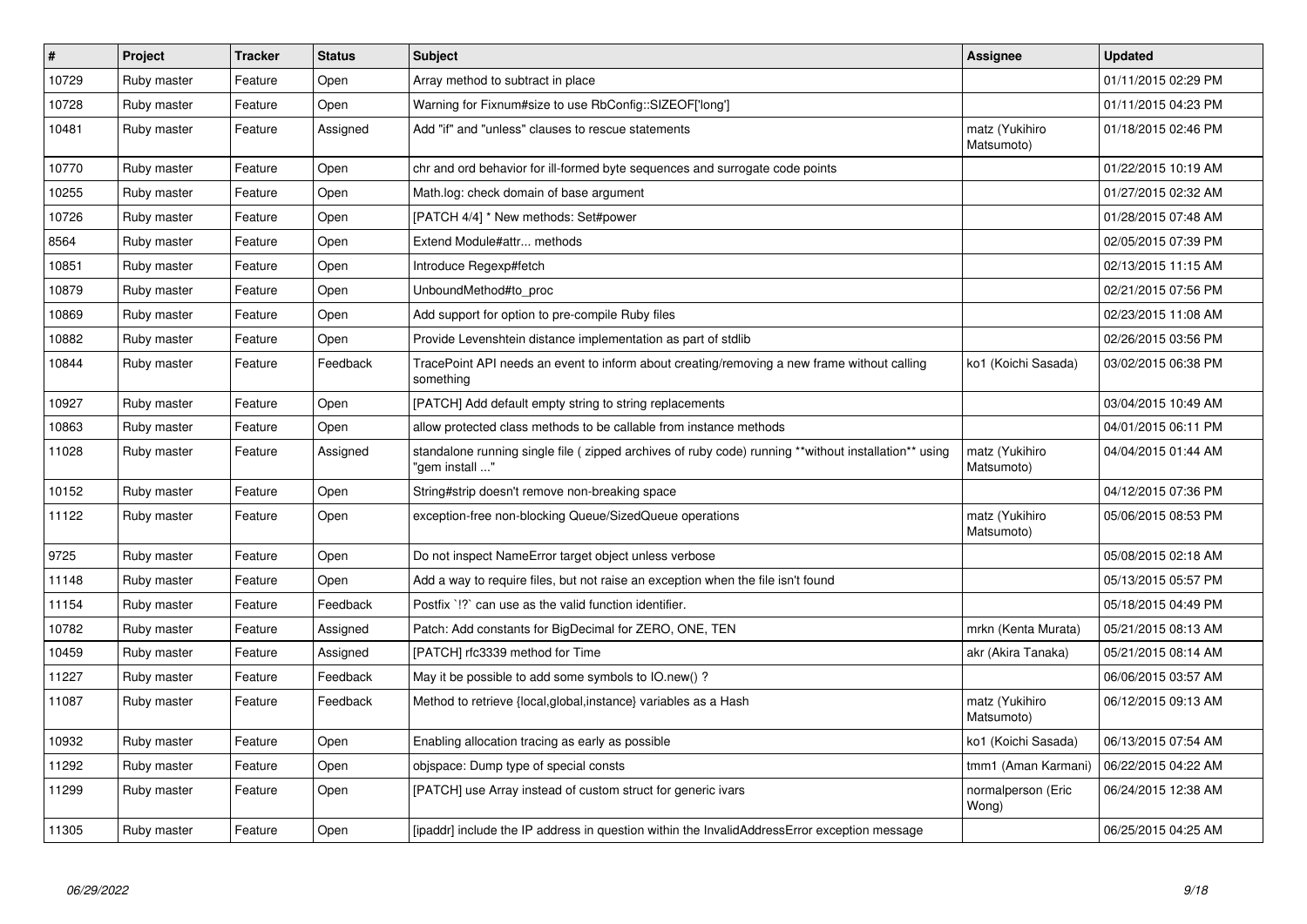| # | Project | Tracker | Status | Subject | Assignee | Updated |
|---|---|---|---|---|---|---|
| 10729 | Ruby master | Feature | Open | Array method to subtract in place | | 01/11/2015 02:29 PM |
| 10728 | Ruby master | Feature | Open | Warning for Fixnum#size to use RbConfig::SIZEOF['long'] | | 01/11/2015 04:23 PM |
| 10481 | Ruby master | Feature | Assigned | Add "if" and "unless" clauses to rescue statements | matz (Yukihiro Matsumoto) | 01/18/2015 02:46 PM |
| 10770 | Ruby master | Feature | Open | chr and ord behavior for ill-formed byte sequences and surrogate code points | | 01/22/2015 10:19 AM |
| 10255 | Ruby master | Feature | Open | Math.log: check domain of base argument | | 01/27/2015 02:32 AM |
| 10726 | Ruby master | Feature | Open | [PATCH 4/4] * New methods: Set#power | | 01/28/2015 07:48 AM |
| 8564 | Ruby master | Feature | Open | Extend Module#attr... methods | | 02/05/2015 07:39 PM |
| 10851 | Ruby master | Feature | Open | Introduce Regexp#fetch | | 02/13/2015 11:15 AM |
| 10879 | Ruby master | Feature | Open | UnboundMethod#to_proc | | 02/21/2015 07:56 PM |
| 10869 | Ruby master | Feature | Open | Add support for option to pre-compile Ruby files | | 02/23/2015 11:08 AM |
| 10882 | Ruby master | Feature | Open | Provide Levenshtein distance implementation as part of stdlib | | 02/26/2015 03:56 PM |
| 10844 | Ruby master | Feature | Feedback | TracePoint API needs an event to inform about creating/removing a new frame without calling something | ko1 (Koichi Sasada) | 03/02/2015 06:38 PM |
| 10927 | Ruby master | Feature | Open | [PATCH] Add default empty string to string replacements | | 03/04/2015 10:49 AM |
| 10863 | Ruby master | Feature | Open | allow protected class methods to be callable from instance methods | | 04/01/2015 06:11 PM |
| 11028 | Ruby master | Feature | Assigned | standalone running single file ( zipped archives of ruby code) running **without installation** using "gem install ..." | matz (Yukihiro Matsumoto) | 04/04/2015 01:44 AM |
| 10152 | Ruby master | Feature | Open | String#strip doesn't remove non-breaking space | | 04/12/2015 07:36 PM |
| 11122 | Ruby master | Feature | Open | exception-free non-blocking Queue/SizedQueue operations | matz (Yukihiro Matsumoto) | 05/06/2015 08:53 PM |
| 9725 | Ruby master | Feature | Open | Do not inspect NameError target object unless verbose | | 05/08/2015 02:18 AM |
| 11148 | Ruby master | Feature | Open | Add a way to require files, but not raise an exception when the file isn't found | | 05/13/2015 05:57 PM |
| 11154 | Ruby master | Feature | Feedback | Postfix `!?` can use as the valid function identifier. | | 05/18/2015 04:49 PM |
| 10782 | Ruby master | Feature | Assigned | Patch: Add constants for BigDecimal for ZERO, ONE, TEN | mrkn (Kenta Murata) | 05/21/2015 08:13 AM |
| 10459 | Ruby master | Feature | Assigned | [PATCH] rfc3339 method for Time | akr (Akira Tanaka) | 05/21/2015 08:14 AM |
| 11227 | Ruby master | Feature | Feedback | May it be possible to add some symbols to IO.new() ? | | 06/06/2015 03:57 AM |
| 11087 | Ruby master | Feature | Feedback | Method to retrieve {local,global,instance} variables as a Hash | matz (Yukihiro Matsumoto) | 06/12/2015 09:13 AM |
| 10932 | Ruby master | Feature | Open | Enabling allocation tracing as early as possible | ko1 (Koichi Sasada) | 06/13/2015 07:54 AM |
| 11292 | Ruby master | Feature | Open | objspace: Dump type of special consts | tmm1 (Aman Karmani) | 06/22/2015 04:22 AM |
| 11299 | Ruby master | Feature | Open | [PATCH] use Array instead of custom struct for generic ivars | normalperson (Eric Wong) | 06/24/2015 12:38 AM |
| 11305 | Ruby master | Feature | Open | [ipaddr] include the IP address in question within the InvalidAddressError exception message | | 06/25/2015 04:25 AM |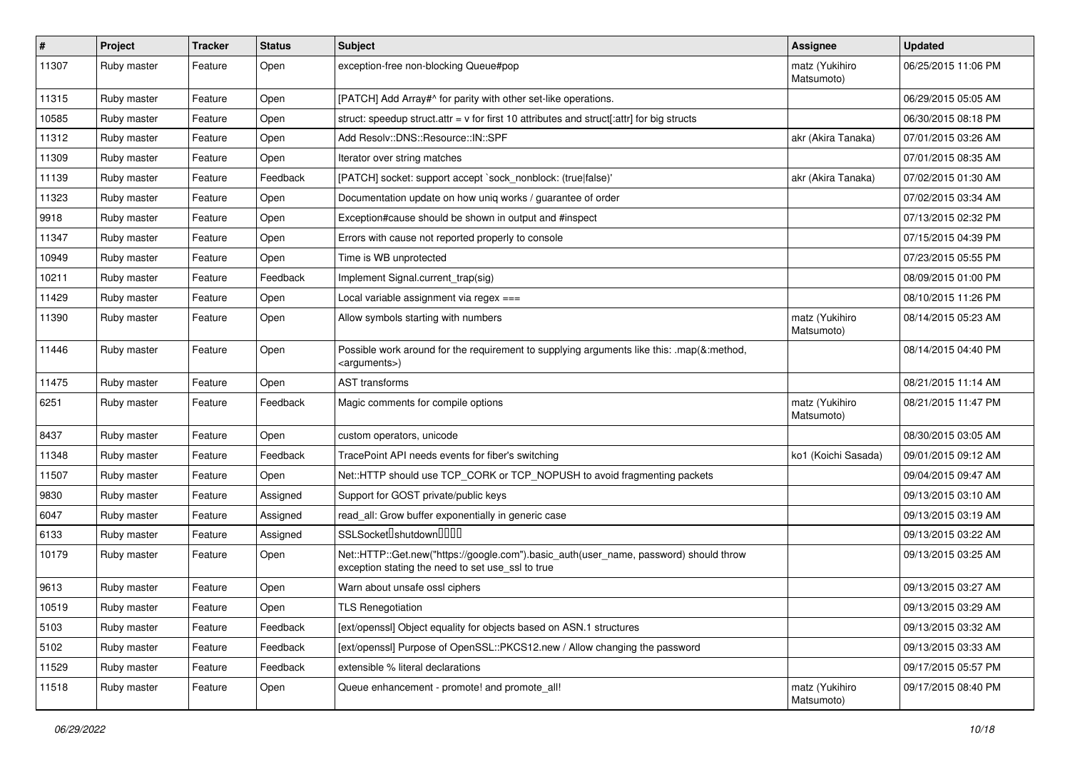| # | Project | Tracker | Status | Subject | Assignee | Updated |
|---|---|---|---|---|---|---|
| 11307 | Ruby master | Feature | Open | exception-free non-blocking Queue#pop | matz (Yukihiro Matsumoto) | 06/25/2015 11:06 PM |
| 11315 | Ruby master | Feature | Open | [PATCH] Add Array#^ for parity with other set-like operations. |  | 06/29/2015 05:05 AM |
| 10585 | Ruby master | Feature | Open | struct: speedup struct.attr = v for first 10 attributes and struct[:attr] for big structs |  | 06/30/2015 08:18 PM |
| 11312 | Ruby master | Feature | Open | Add Resolv::DNS::Resource::IN::SPF | akr (Akira Tanaka) | 07/01/2015 03:26 AM |
| 11309 | Ruby master | Feature | Open | Iterator over string matches |  | 07/01/2015 08:35 AM |
| 11139 | Ruby master | Feature | Feedback | [PATCH] socket: support accept `sock_nonblock: (true\|false)' | akr (Akira Tanaka) | 07/02/2015 01:30 AM |
| 11323 | Ruby master | Feature | Open | Documentation update on how uniq works / guarantee of order |  | 07/02/2015 03:34 AM |
| 9918 | Ruby master | Feature | Open | Exception#cause should be shown in output and #inspect |  | 07/13/2015 02:32 PM |
| 11347 | Ruby master | Feature | Open | Errors with cause not reported properly to console |  | 07/15/2015 04:39 PM |
| 10949 | Ruby master | Feature | Open | Time is WB unprotected |  | 07/23/2015 05:55 PM |
| 10211 | Ruby master | Feature | Feedback | Implement Signal.current_trap(sig) |  | 08/09/2015 01:00 PM |
| 11429 | Ruby master | Feature | Open | Local variable assignment via regex === |  | 08/10/2015 11:26 PM |
| 11390 | Ruby master | Feature | Open | Allow symbols starting with numbers | matz (Yukihiro Matsumoto) | 08/14/2015 05:23 AM |
| 11446 | Ruby master | Feature | Open | Possible work around for the requirement to supplying arguments like this: .map(&:method, <arguments>) |  | 08/14/2015 04:40 PM |
| 11475 | Ruby master | Feature | Open | AST transforms |  | 08/21/2015 11:14 AM |
| 6251 | Ruby master | Feature | Feedback | Magic comments for compile options | matz (Yukihiro Matsumoto) | 08/21/2015 11:47 PM |
| 8437 | Ruby master | Feature | Open | custom operators, unicode |  | 08/30/2015 03:05 AM |
| 11348 | Ruby master | Feature | Feedback | TracePoint API needs events for fiber's switching | ko1 (Koichi Sasada) | 09/01/2015 09:12 AM |
| 11507 | Ruby master | Feature | Open | Net::HTTP should use TCP_CORK or TCP_NOPUSH to avoid fragmenting packets |  | 09/04/2015 09:47 AM |
| 9830 | Ruby master | Feature | Assigned | Support for GOST private/public keys |  | 09/13/2015 03:10 AM |
| 6047 | Ruby master | Feature | Assigned | read_all: Grow buffer exponentially in generic case |  | 09/13/2015 03:19 AM |
| 6133 | Ruby master | Feature | Assigned | SSLSocket�shutdown���� |  | 09/13/2015 03:22 AM |
| 10179 | Ruby master | Feature | Open | Net::HTTP::Get.new("https://google.com").basic_auth(user_name, password) should throw exception stating the need to set use_ssl to true |  | 09/13/2015 03:25 AM |
| 9613 | Ruby master | Feature | Open | Warn about unsafe ossl ciphers |  | 09/13/2015 03:27 AM |
| 10519 | Ruby master | Feature | Open | TLS Renegotiation |  | 09/13/2015 03:29 AM |
| 5103 | Ruby master | Feature | Feedback | [ext/openssl] Object equality for objects based on ASN.1 structures |  | 09/13/2015 03:32 AM |
| 5102 | Ruby master | Feature | Feedback | [ext/openssl] Purpose of OpenSSL::PKCS12.new / Allow changing the password |  | 09/13/2015 03:33 AM |
| 11529 | Ruby master | Feature | Feedback | extensible % literal declarations |  | 09/17/2015 05:57 PM |
| 11518 | Ruby master | Feature | Open | Queue enhancement - promote! and promote_all! | matz (Yukihiro Matsumoto) | 09/17/2015 08:40 PM |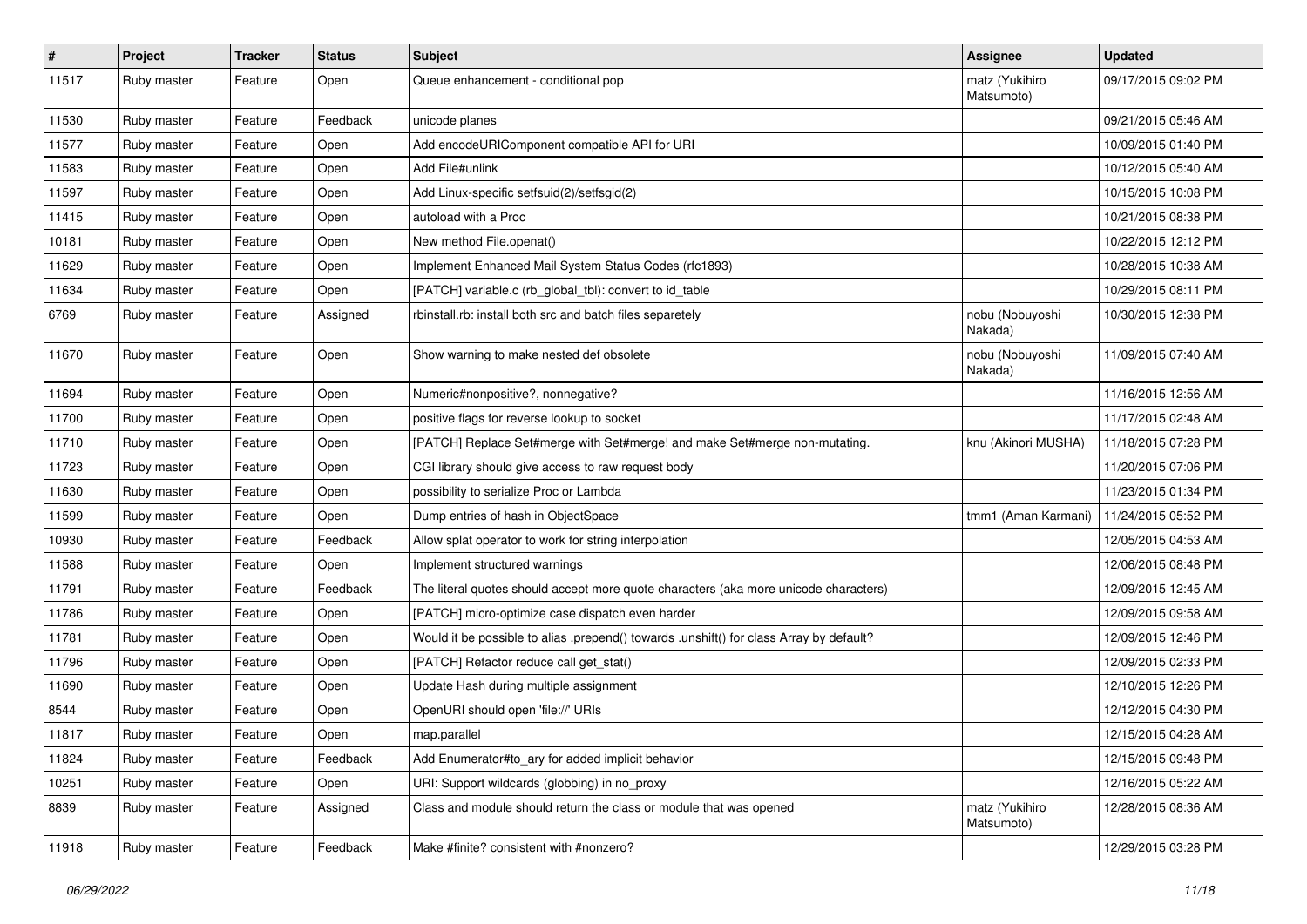| # | Project | Tracker | Status | Subject | Assignee | Updated |
|---|---|---|---|---|---|---|
| 11517 | Ruby master | Feature | Open | Queue enhancement - conditional pop | matz (Yukihiro Matsumoto) | 09/17/2015 09:02 PM |
| 11530 | Ruby master | Feature | Feedback | unicode planes | | 09/21/2015 05:46 AM |
| 11577 | Ruby master | Feature | Open | Add encodeURIComponent compatible API for URI | | 10/09/2015 01:40 PM |
| 11583 | Ruby master | Feature | Open | Add File#unlink | | 10/12/2015 05:40 AM |
| 11597 | Ruby master | Feature | Open | Add Linux-specific setfsuid(2)/setfsgid(2) | | 10/15/2015 10:08 PM |
| 11415 | Ruby master | Feature | Open | autoload with a Proc | | 10/21/2015 08:38 PM |
| 10181 | Ruby master | Feature | Open | New method File.openat() | | 10/22/2015 12:12 PM |
| 11629 | Ruby master | Feature | Open | Implement Enhanced Mail System Status Codes (rfc1893) | | 10/28/2015 10:38 AM |
| 11634 | Ruby master | Feature | Open | [PATCH] variable.c (rb_global_tbl): convert to id_table | | 10/29/2015 08:11 PM |
| 6769 | Ruby master | Feature | Assigned | rbinstall.rb: install both src and batch files separetely | nobu (Nobuyoshi Nakada) | 10/30/2015 12:38 PM |
| 11670 | Ruby master | Feature | Open | Show warning to make nested def obsolete | nobu (Nobuyoshi Nakada) | 11/09/2015 07:40 AM |
| 11694 | Ruby master | Feature | Open | Numeric#nonpositive?, nonnegative? | | 11/16/2015 12:56 AM |
| 11700 | Ruby master | Feature | Open | positive flags for reverse lookup to socket | | 11/17/2015 02:48 AM |
| 11710 | Ruby master | Feature | Open | [PATCH] Replace Set#merge with Set#merge! and make Set#merge non-mutating. | knu (Akinori MUSHA) | 11/18/2015 07:28 PM |
| 11723 | Ruby master | Feature | Open | CGI library should give access to raw request body | | 11/20/2015 07:06 PM |
| 11630 | Ruby master | Feature | Open | possibility to serialize Proc or Lambda | | 11/23/2015 01:34 PM |
| 11599 | Ruby master | Feature | Open | Dump entries of hash in ObjectSpace | tmm1 (Aman Karmani) | 11/24/2015 05:52 PM |
| 10930 | Ruby master | Feature | Feedback | Allow splat operator to work for string interpolation | | 12/05/2015 04:53 AM |
| 11588 | Ruby master | Feature | Open | Implement structured warnings | | 12/06/2015 08:48 PM |
| 11791 | Ruby master | Feature | Feedback | The literal quotes should accept more quote characters (aka more unicode characters) | | 12/09/2015 12:45 AM |
| 11786 | Ruby master | Feature | Open | [PATCH] micro-optimize case dispatch even harder | | 12/09/2015 09:58 AM |
| 11781 | Ruby master | Feature | Open | Would it be possible to alias .prepend() towards .unshift() for class Array by default? | | 12/09/2015 12:46 PM |
| 11796 | Ruby master | Feature | Open | [PATCH] Refactor reduce call get_stat() | | 12/09/2015 02:33 PM |
| 11690 | Ruby master | Feature | Open | Update Hash during multiple assignment | | 12/10/2015 12:26 PM |
| 8544 | Ruby master | Feature | Open | OpenURI should open 'file://' URIs | | 12/12/2015 04:30 PM |
| 11817 | Ruby master | Feature | Open | map.parallel | | 12/15/2015 04:28 AM |
| 11824 | Ruby master | Feature | Feedback | Add Enumerator#to_ary for added implicit behavior | | 12/15/2015 09:48 PM |
| 10251 | Ruby master | Feature | Open | URI: Support wildcards (globbing) in no_proxy | | 12/16/2015 05:22 AM |
| 8839 | Ruby master | Feature | Assigned | Class and module should return the class or module that was opened | matz (Yukihiro Matsumoto) | 12/28/2015 08:36 AM |
| 11918 | Ruby master | Feature | Feedback | Make #finite? consistent with #nonzero? | | 12/29/2015 03:28 PM |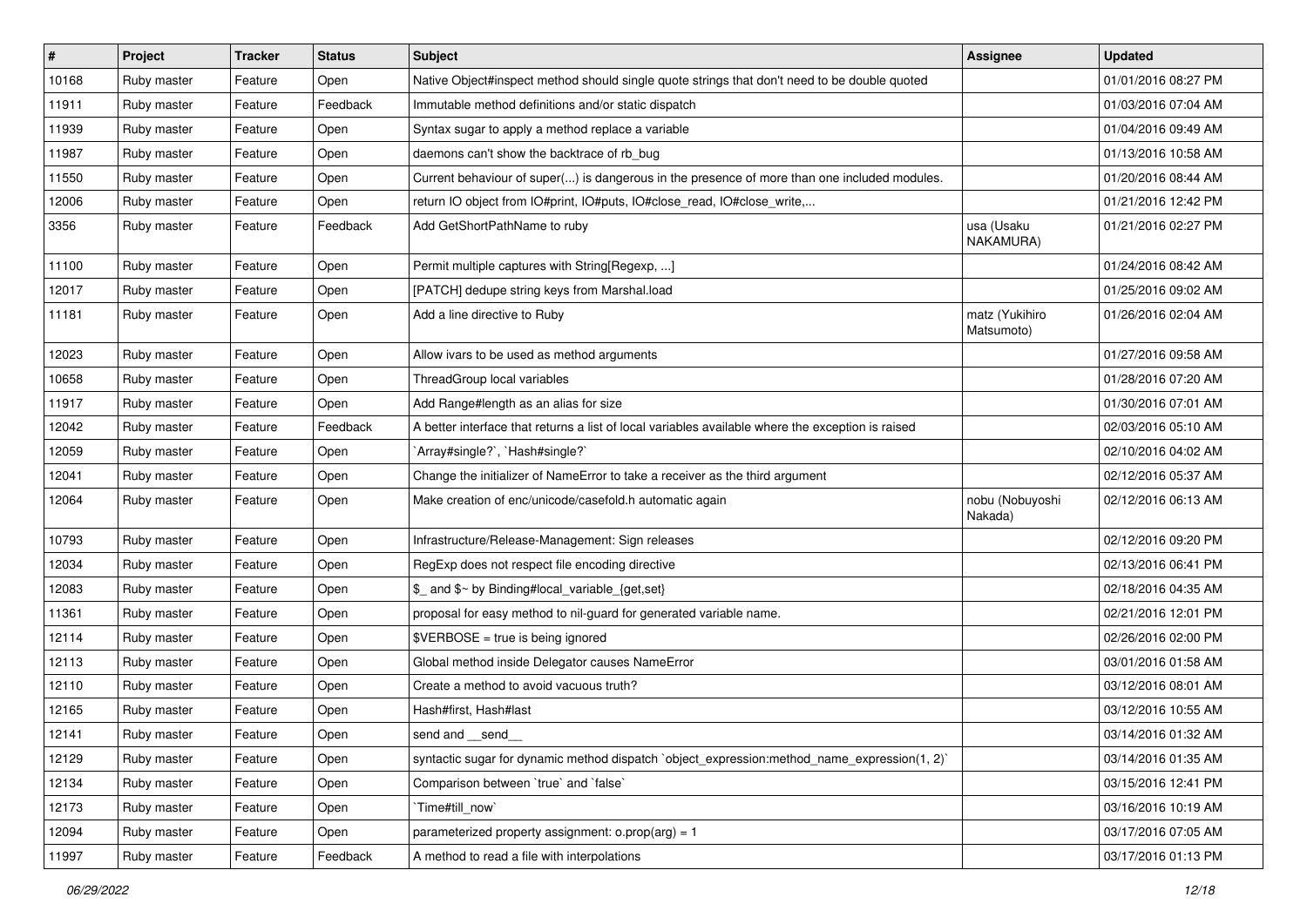| # | Project | Tracker | Status | Subject | Assignee | Updated |
| --- | --- | --- | --- | --- | --- | --- |
| 10168 | Ruby master | Feature | Open | Native Object#inspect method should single quote strings that don't need to be double quoted | | 01/01/2016 08:27 PM |
| 11911 | Ruby master | Feature | Feedback | Immutable method definitions and/or static dispatch | | 01/03/2016 07:04 AM |
| 11939 | Ruby master | Feature | Open | Syntax sugar to apply a method replace a variable | | 01/04/2016 09:49 AM |
| 11987 | Ruby master | Feature | Open | daemons can't show the backtrace of rb_bug | | 01/13/2016 10:58 AM |
| 11550 | Ruby master | Feature | Open | Current behaviour of super(...) is dangerous in the presence of more than one included modules. | | 01/20/2016 08:44 AM |
| 12006 | Ruby master | Feature | Open | return IO object from IO#print, IO#puts, IO#close_read, IO#close_write,... | | 01/21/2016 12:42 PM |
| 3356 | Ruby master | Feature | Feedback | Add GetShortPathName to ruby | usa (Usaku NAKAMURA) | 01/21/2016 02:27 PM |
| 11100 | Ruby master | Feature | Open | Permit multiple captures with String[Regexp, ...] | | 01/24/2016 08:42 AM |
| 12017 | Ruby master | Feature | Open | [PATCH] dedupe string keys from Marshal.load | | 01/25/2016 09:02 AM |
| 11181 | Ruby master | Feature | Open | Add a line directive to Ruby | matz (Yukihiro Matsumoto) | 01/26/2016 02:04 AM |
| 12023 | Ruby master | Feature | Open | Allow ivars to be used as method arguments | | 01/27/2016 09:58 AM |
| 10658 | Ruby master | Feature | Open | ThreadGroup local variables | | 01/28/2016 07:20 AM |
| 11917 | Ruby master | Feature | Open | Add Range#length as an alias for size | | 01/30/2016 07:01 AM |
| 12042 | Ruby master | Feature | Feedback | A better interface that returns a list of local variables available where the exception is raised | | 02/03/2016 05:10 AM |
| 12059 | Ruby master | Feature | Open | `Array#single?`, `Hash#single?` | | 02/10/2016 04:02 AM |
| 12041 | Ruby master | Feature | Open | Change the initializer of NameError to take a receiver as the third argument | | 02/12/2016 05:37 AM |
| 12064 | Ruby master | Feature | Open | Make creation of enc/unicode/casefold.h automatic again | nobu (Nobuyoshi Nakada) | 02/12/2016 06:13 AM |
| 10793 | Ruby master | Feature | Open | Infrastructure/Release-Management: Sign releases | | 02/12/2016 09:20 PM |
| 12034 | Ruby master | Feature | Open | RegExp does not respect file encoding directive | | 02/13/2016 06:41 PM |
| 12083 | Ruby master | Feature | Open | $_ and $~ by Binding#local_variable_{get,set} | | 02/18/2016 04:35 AM |
| 11361 | Ruby master | Feature | Open | proposal for easy method to nil-guard for generated variable name. | | 02/21/2016 12:01 PM |
| 12114 | Ruby master | Feature | Open | $VERBOSE = true is being ignored | | 02/26/2016 02:00 PM |
| 12113 | Ruby master | Feature | Open | Global method inside Delegator causes NameError | | 03/01/2016 01:58 AM |
| 12110 | Ruby master | Feature | Open | Create a method to avoid vacuous truth? | | 03/12/2016 08:01 AM |
| 12165 | Ruby master | Feature | Open | Hash#first, Hash#last | | 03/12/2016 10:55 AM |
| 12141 | Ruby master | Feature | Open | send and __send__ | | 03/14/2016 01:32 AM |
| 12129 | Ruby master | Feature | Open | syntactic sugar for dynamic method dispatch `object_expression:method_name_expression(1, 2)` | | 03/14/2016 01:35 AM |
| 12134 | Ruby master | Feature | Open | Comparison between `true` and `false` | | 03/15/2016 12:41 PM |
| 12173 | Ruby master | Feature | Open | `Time#till_now` | | 03/16/2016 10:19 AM |
| 12094 | Ruby master | Feature | Open | parameterized property assignment: o.prop(arg) = 1 | | 03/17/2016 07:05 AM |
| 11997 | Ruby master | Feature | Feedback | A method to read a file with interpolations | | 03/17/2016 01:13 PM |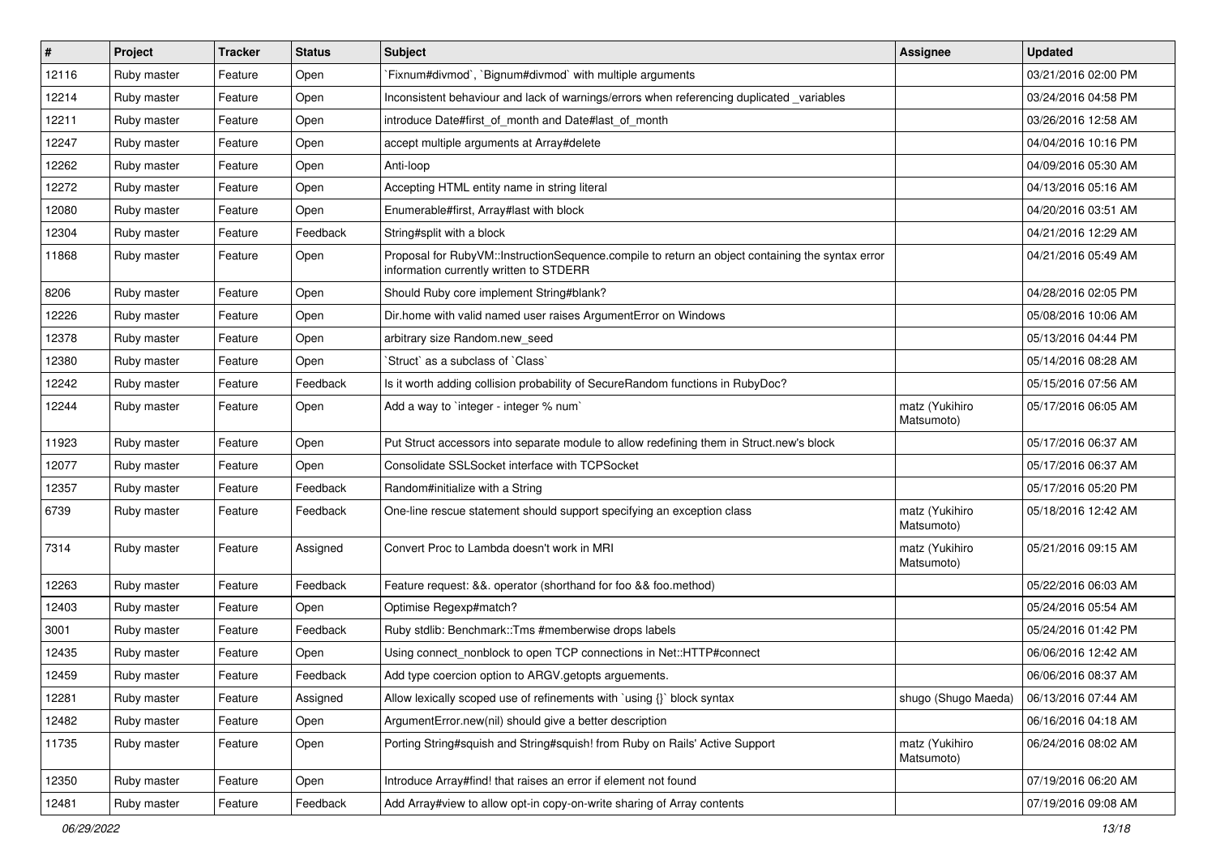| # | Project | Tracker | Status | Subject | Assignee | Updated |
|---|---|---|---|---|---|---|
| 12116 | Ruby master | Feature | Open | `Fixnum#divmod`, `Bignum#divmod` with multiple arguments | | 03/21/2016 02:00 PM |
| 12214 | Ruby master | Feature | Open | Inconsistent behaviour and lack of warnings/errors when referencing duplicated _variables | | 03/24/2016 04:58 PM |
| 12211 | Ruby master | Feature | Open | introduce Date#first_of_month and Date#last_of_month | | 03/26/2016 12:58 AM |
| 12247 | Ruby master | Feature | Open | accept multiple arguments at Array#delete | | 04/04/2016 10:16 PM |
| 12262 | Ruby master | Feature | Open | Anti-loop | | 04/09/2016 05:30 AM |
| 12272 | Ruby master | Feature | Open | Accepting HTML entity name in string literal | | 04/13/2016 05:16 AM |
| 12080 | Ruby master | Feature | Open | Enumerable#first, Array#last with block | | 04/20/2016 03:51 AM |
| 12304 | Ruby master | Feature | Feedback | String#split with a block | | 04/21/2016 12:29 AM |
| 11868 | Ruby master | Feature | Open | Proposal for RubyVM::InstructionSequence.compile to return an object containing the syntax error information currently written to STDERR | | 04/21/2016 05:49 AM |
| 8206 | Ruby master | Feature | Open | Should Ruby core implement String#blank? | | 04/28/2016 02:05 PM |
| 12226 | Ruby master | Feature | Open | Dir.home with valid named user raises ArgumentError on Windows | | 05/08/2016 10:06 AM |
| 12378 | Ruby master | Feature | Open | arbitrary size Random.new_seed | | 05/13/2016 04:44 PM |
| 12380 | Ruby master | Feature | Open | `Struct` as a subclass of `Class` | | 05/14/2016 08:28 AM |
| 12242 | Ruby master | Feature | Feedback | Is it worth adding collision probability of SecureRandom functions in RubyDoc? | | 05/15/2016 07:56 AM |
| 12244 | Ruby master | Feature | Open | Add a way to `integer - integer % num` | matz (Yukihiro Matsumoto) | 05/17/2016 06:05 AM |
| 11923 | Ruby master | Feature | Open | Put Struct accessors into separate module to allow redefining them in Struct.new's block | | 05/17/2016 06:37 AM |
| 12077 | Ruby master | Feature | Open | Consolidate SSLSocket interface with TCPSocket | | 05/17/2016 06:37 AM |
| 12357 | Ruby master | Feature | Feedback | Random#initialize with a String | | 05/17/2016 05:20 PM |
| 6739 | Ruby master | Feature | Feedback | One-line rescue statement should support specifying an exception class | matz (Yukihiro Matsumoto) | 05/18/2016 12:42 AM |
| 7314 | Ruby master | Feature | Assigned | Convert Proc to Lambda doesn't work in MRI | matz (Yukihiro Matsumoto) | 05/21/2016 09:15 AM |
| 12263 | Ruby master | Feature | Feedback | Feature request: &&. operator (shorthand for foo && foo.method) | | 05/22/2016 06:03 AM |
| 12403 | Ruby master | Feature | Open | Optimise Regexp#match? | | 05/24/2016 05:54 AM |
| 3001 | Ruby master | Feature | Feedback | Ruby stdlib: Benchmark::Tms #memberwise drops labels | | 05/24/2016 01:42 PM |
| 12435 | Ruby master | Feature | Open | Using connect_nonblock to open TCP connections in Net::HTTP#connect | | 06/06/2016 12:42 AM |
| 12459 | Ruby master | Feature | Feedback | Add type coercion option to ARGV.getopts arguements. | | 06/06/2016 08:37 AM |
| 12281 | Ruby master | Feature | Assigned | Allow lexically scoped use of refinements with `using {}` block syntax | shugo (Shugo Maeda) | 06/13/2016 07:44 AM |
| 12482 | Ruby master | Feature | Open | ArgumentError.new(nil) should give a better description | | 06/16/2016 04:18 AM |
| 11735 | Ruby master | Feature | Open | Porting String#squish and String#squish! from Ruby on Rails' Active Support | matz (Yukihiro Matsumoto) | 06/24/2016 08:02 AM |
| 12350 | Ruby master | Feature | Open | Introduce Array#find! that raises an error if element not found | | 07/19/2016 06:20 AM |
| 12481 | Ruby master | Feature | Feedback | Add Array#view to allow opt-in copy-on-write sharing of Array contents | | 07/19/2016 09:08 AM |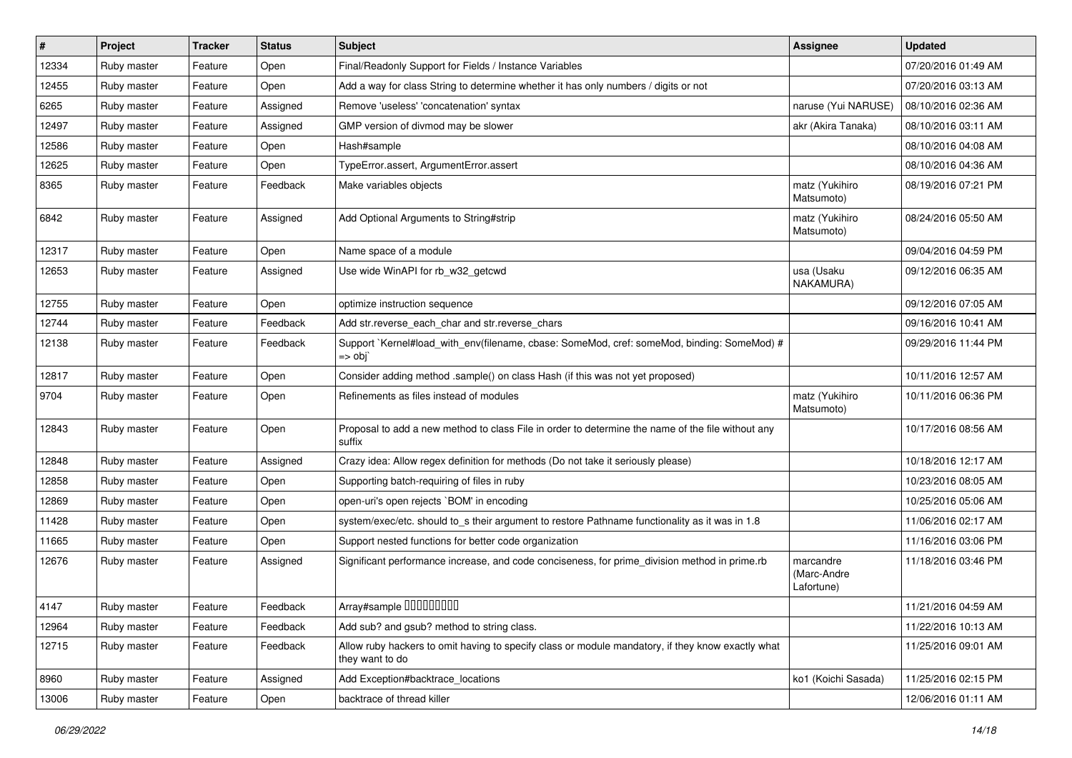| # | Project | Tracker | Status | Subject | Assignee | Updated |
|---|---|---|---|---|---|---|
| 12334 | Ruby master | Feature | Open | Final/Readonly Support for Fields / Instance Variables | | 07/20/2016 01:49 AM |
| 12455 | Ruby master | Feature | Open | Add a way for class String to determine whether it has only numbers / digits or not | | 07/20/2016 03:13 AM |
| 6265 | Ruby master | Feature | Assigned | Remove 'useless' 'concatenation' syntax | naruse (Yui NARUSE) | 08/10/2016 02:36 AM |
| 12497 | Ruby master | Feature | Assigned | GMP version of divmod may be slower | akr (Akira Tanaka) | 08/10/2016 03:11 AM |
| 12586 | Ruby master | Feature | Open | Hash#sample | | 08/10/2016 04:08 AM |
| 12625 | Ruby master | Feature | Open | TypeError.assert, ArgumentError.assert | | 08/10/2016 04:36 AM |
| 8365 | Ruby master | Feature | Feedback | Make variables objects | matz (Yukihiro Matsumoto) | 08/19/2016 07:21 PM |
| 6842 | Ruby master | Feature | Assigned | Add Optional Arguments to String#strip | matz (Yukihiro Matsumoto) | 08/24/2016 05:50 AM |
| 12317 | Ruby master | Feature | Open | Name space of a module | | 09/04/2016 04:59 PM |
| 12653 | Ruby master | Feature | Assigned | Use wide WinAPI for rb_w32_getcwd | usa (Usaku NAKAMURA) | 09/12/2016 06:35 AM |
| 12755 | Ruby master | Feature | Open | optimize instruction sequence | | 09/12/2016 07:05 AM |
| 12744 | Ruby master | Feature | Feedback | Add str.reverse_each_char and str.reverse_chars | | 09/16/2016 10:41 AM |
| 12138 | Ruby master | Feature | Feedback | Support `Kernel#load_with_env(filename, cbase: SomeMod, cref: someMod, binding: SomeMod) # => obj` | | 09/29/2016 11:44 PM |
| 12817 | Ruby master | Feature | Open | Consider adding method .sample() on class Hash (if this was not yet proposed) | | 10/11/2016 12:57 AM |
| 9704 | Ruby master | Feature | Open | Refinements as files instead of modules | matz (Yukihiro Matsumoto) | 10/11/2016 06:36 PM |
| 12843 | Ruby master | Feature | Open | Proposal to add a new method to class File in order to determine the name of the file without any suffix | | 10/17/2016 08:56 AM |
| 12848 | Ruby master | Feature | Assigned | Crazy idea: Allow regex definition for methods (Do not take it seriously please) | | 10/18/2016 12:17 AM |
| 12858 | Ruby master | Feature | Open | Supporting batch-requiring of files in ruby | | 10/23/2016 08:05 AM |
| 12869 | Ruby master | Feature | Open | open-uri's open rejects `BOM' in encoding | | 10/25/2016 05:06 AM |
| 11428 | Ruby master | Feature | Open | system/exec/etc. should to_s their argument to restore Pathname functionality as it was in 1.8 | | 11/06/2016 02:17 AM |
| 11665 | Ruby master | Feature | Open | Support nested functions for better code organization | | 11/16/2016 03:06 PM |
| 12676 | Ruby master | Feature | Assigned | Significant performance increase, and code conciseness, for prime_division method in prime.rb | marcandre (Marc-Andre Lafortune) | 11/18/2016 03:46 PM |
| 4147 | Ruby master | Feature | Feedback | Array#sample □□□□□□□□□ | | 11/21/2016 04:59 AM |
| 12964 | Ruby master | Feature | Feedback | Add sub? and gsub? method to string class. | | 11/22/2016 10:13 AM |
| 12715 | Ruby master | Feature | Feedback | Allow ruby hackers to omit having to specify class or module mandatory, if they know exactly what they want to do | | 11/25/2016 09:01 AM |
| 8960 | Ruby master | Feature | Assigned | Add Exception#backtrace_locations | ko1 (Koichi Sasada) | 11/25/2016 02:15 PM |
| 13006 | Ruby master | Feature | Open | backtrace of thread killer | | 12/06/2016 01:11 AM |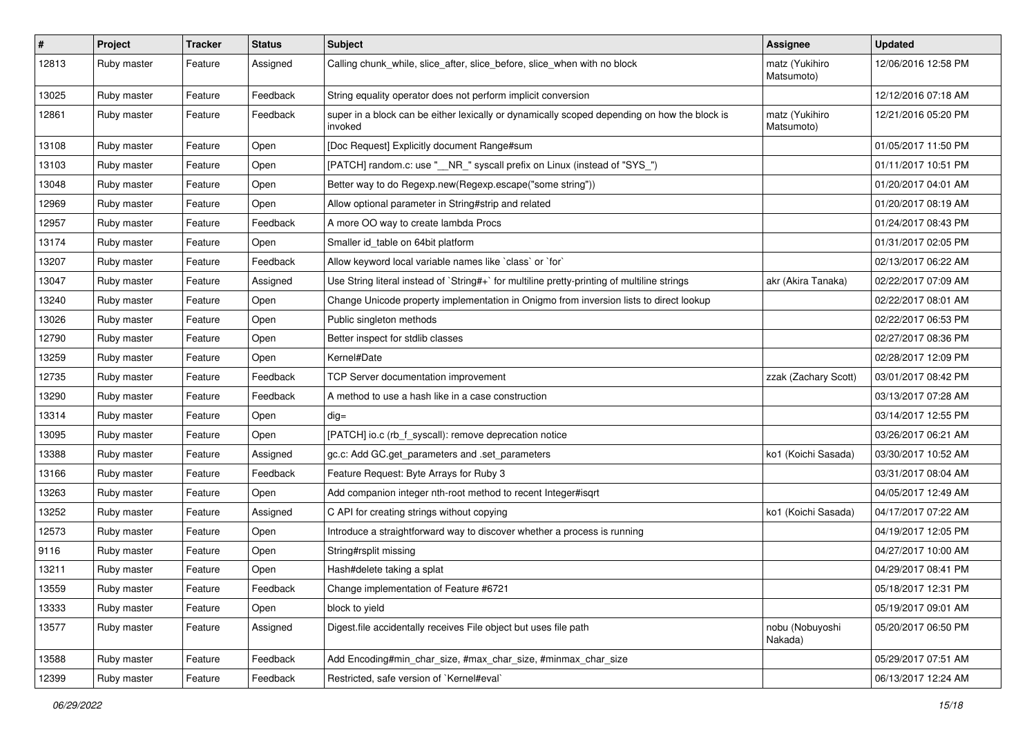| # | Project | Tracker | Status | Subject | Assignee | Updated |
| --- | --- | --- | --- | --- | --- | --- |
| 12813 | Ruby master | Feature | Assigned | Calling chunk_while, slice_after, slice_before, slice_when with no block | matz (Yukihiro Matsumoto) | 12/06/2016 12:58 PM |
| 13025 | Ruby master | Feature | Feedback | String equality operator does not perform implicit conversion | | 12/12/2016 07:18 AM |
| 12861 | Ruby master | Feature | Feedback | super in a block can be either lexically or dynamically scoped depending on how the block is invoked | matz (Yukihiro Matsumoto) | 12/21/2016 05:20 PM |
| 13108 | Ruby master | Feature | Open | [Doc Request] Explicitly document Range#sum | | 01/05/2017 11:50 PM |
| 13103 | Ruby master | Feature | Open | [PATCH] random.c: use "__NR_" syscall prefix on Linux (instead of "SYS_") | | 01/11/2017 10:51 PM |
| 13048 | Ruby master | Feature | Open | Better way to do Regexp.new(Regexp.escape("some string")) | | 01/20/2017 04:01 AM |
| 12969 | Ruby master | Feature | Open | Allow optional parameter in String#strip and related | | 01/20/2017 08:19 AM |
| 12957 | Ruby master | Feature | Feedback | A more OO way to create lambda Procs | | 01/24/2017 08:43 PM |
| 13174 | Ruby master | Feature | Open | Smaller id_table on 64bit platform | | 01/31/2017 02:05 PM |
| 13207 | Ruby master | Feature | Feedback | Allow keyword local variable names like `class` or `for` | | 02/13/2017 06:22 AM |
| 13047 | Ruby master | Feature | Assigned | Use String literal instead of `String#+` for multiline pretty-printing of multiline strings | akr (Akira Tanaka) | 02/22/2017 07:09 AM |
| 13240 | Ruby master | Feature | Open | Change Unicode property implementation in Onigmo from inversion lists to direct lookup | | 02/22/2017 08:01 AM |
| 13026 | Ruby master | Feature | Open | Public singleton methods | | 02/22/2017 06:53 PM |
| 12790 | Ruby master | Feature | Open | Better inspect for stdlib classes | | 02/27/2017 08:36 PM |
| 13259 | Ruby master | Feature | Open | Kernel#Date | | 02/28/2017 12:09 PM |
| 12735 | Ruby master | Feature | Feedback | TCP Server documentation improvement | zzak (Zachary Scott) | 03/01/2017 08:42 PM |
| 13290 | Ruby master | Feature | Feedback | A method to use a hash like in a case construction | | 03/13/2017 07:28 AM |
| 13314 | Ruby master | Feature | Open | dig= | | 03/14/2017 12:55 PM |
| 13095 | Ruby master | Feature | Open | [PATCH] io.c (rb_f_syscall): remove deprecation notice | | 03/26/2017 06:21 AM |
| 13388 | Ruby master | Feature | Assigned | gc.c: Add GC.get_parameters and .set_parameters | ko1 (Koichi Sasada) | 03/30/2017 10:52 AM |
| 13166 | Ruby master | Feature | Feedback | Feature Request: Byte Arrays for Ruby 3 | | 03/31/2017 08:04 AM |
| 13263 | Ruby master | Feature | Open | Add companion integer nth-root method to recent Integer#isqrt | | 04/05/2017 12:49 AM |
| 13252 | Ruby master | Feature | Assigned | C API for creating strings without copying | ko1 (Koichi Sasada) | 04/17/2017 07:22 AM |
| 12573 | Ruby master | Feature | Open | Introduce a straightforward way to discover whether a process is running | | 04/19/2017 12:05 PM |
| 9116 | Ruby master | Feature | Open | String#rsplit missing | | 04/27/2017 10:00 AM |
| 13211 | Ruby master | Feature | Open | Hash#delete taking a splat | | 04/29/2017 08:41 PM |
| 13559 | Ruby master | Feature | Feedback | Change implementation of Feature #6721 | | 05/18/2017 12:31 PM |
| 13333 | Ruby master | Feature | Open | block to yield | | 05/19/2017 09:01 AM |
| 13577 | Ruby master | Feature | Assigned | Digest.file accidentally receives File object but uses file path | nobu (Nobuyoshi Nakada) | 05/20/2017 06:50 PM |
| 13588 | Ruby master | Feature | Feedback | Add Encoding#min_char_size, #max_char_size, #minmax_char_size | | 05/29/2017 07:51 AM |
| 12399 | Ruby master | Feature | Feedback | Restricted, safe version of `Kernel#eval` | | 06/13/2017 12:24 AM |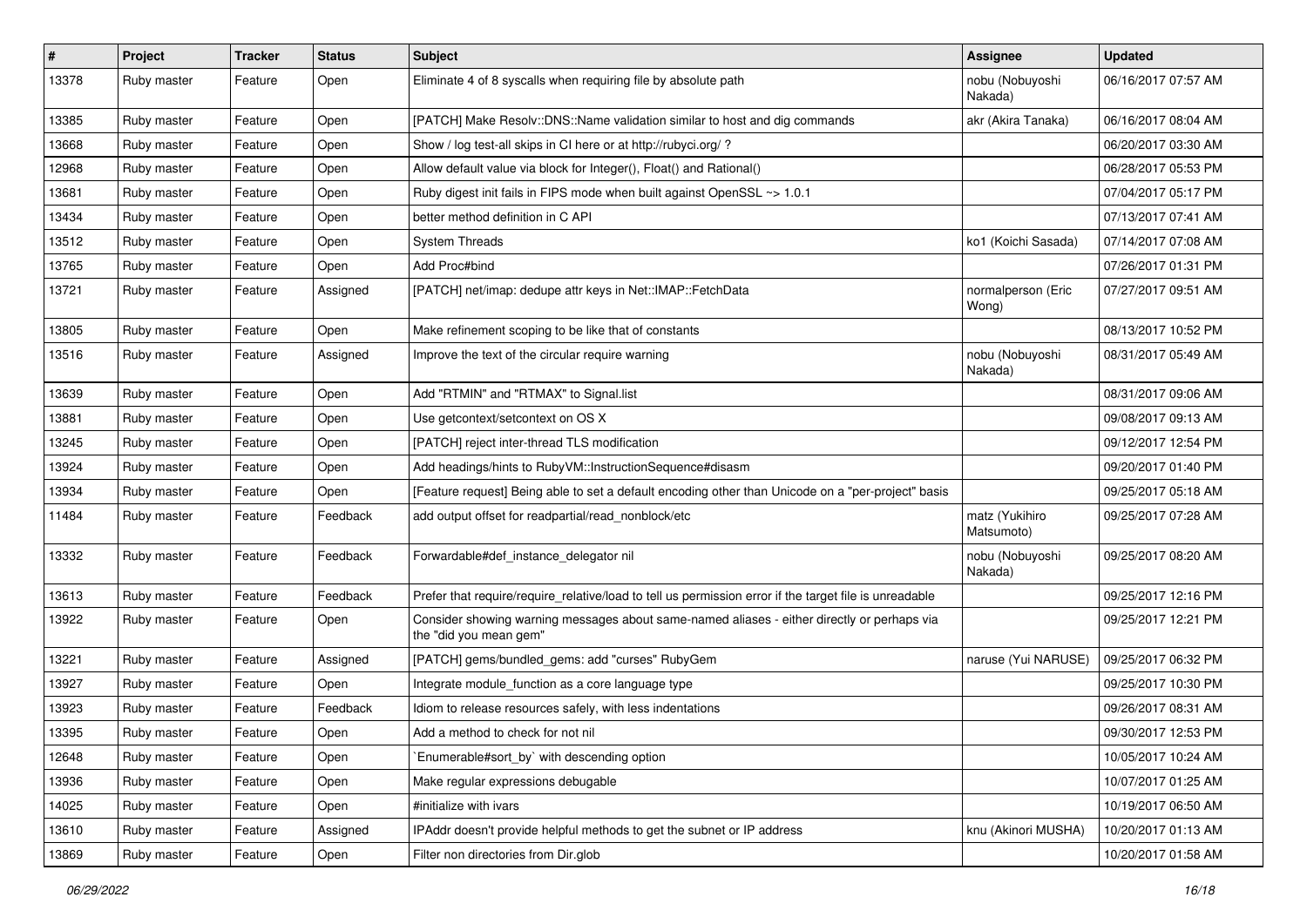| # | Project | Tracker | Status | Subject | Assignee | Updated |
|---|---|---|---|---|---|---|
| 13378 | Ruby master | Feature | Open | Eliminate 4 of 8 syscalls when requiring file by absolute path | nobu (Nobuyoshi Nakada) | 06/16/2017 07:57 AM |
| 13385 | Ruby master | Feature | Open | [PATCH] Make Resolv::DNS::Name validation similar to host and dig commands | akr (Akira Tanaka) | 06/16/2017 08:04 AM |
| 13668 | Ruby master | Feature | Open | Show / log test-all skips in CI here or at http://rubyci.org/ ? | | 06/20/2017 03:30 AM |
| 12968 | Ruby master | Feature | Open | Allow default value via block for Integer(), Float() and Rational() | | 06/28/2017 05:53 PM |
| 13681 | Ruby master | Feature | Open | Ruby digest init fails in FIPS mode when built against OpenSSL ~> 1.0.1 | | 07/04/2017 05:17 PM |
| 13434 | Ruby master | Feature | Open | better method definition in C API | | 07/13/2017 07:41 AM |
| 13512 | Ruby master | Feature | Open | System Threads | ko1 (Koichi Sasada) | 07/14/2017 07:08 AM |
| 13765 | Ruby master | Feature | Open | Add Proc#bind | | 07/26/2017 01:31 PM |
| 13721 | Ruby master | Feature | Assigned | [PATCH] net/imap: dedupe attr keys in Net::IMAP::FetchData | normalperson (Eric Wong) | 07/27/2017 09:51 AM |
| 13805 | Ruby master | Feature | Open | Make refinement scoping to be like that of constants | | 08/13/2017 10:52 PM |
| 13516 | Ruby master | Feature | Assigned | Improve the text of the circular require warning | nobu (Nobuyoshi Nakada) | 08/31/2017 05:49 AM |
| 13639 | Ruby master | Feature | Open | Add "RTMIN" and "RTMAX" to Signal.list | | 08/31/2017 09:06 AM |
| 13881 | Ruby master | Feature | Open | Use getcontext/setcontext on OS X | | 09/08/2017 09:13 AM |
| 13245 | Ruby master | Feature | Open | [PATCH] reject inter-thread TLS modification | | 09/12/2017 12:54 PM |
| 13924 | Ruby master | Feature | Open | Add headings/hints to RubyVM::InstructionSequence#disasm | | 09/20/2017 01:40 PM |
| 13934 | Ruby master | Feature | Open | [Feature request] Being able to set a default encoding other than Unicode on a "per-project" basis | | 09/25/2017 05:18 AM |
| 11484 | Ruby master | Feature | Feedback | add output offset for readpartial/read_nonblock/etc | matz (Yukihiro Matsumoto) | 09/25/2017 07:28 AM |
| 13332 | Ruby master | Feature | Feedback | Forwardable#def_instance_delegator nil | nobu (Nobuyoshi Nakada) | 09/25/2017 08:20 AM |
| 13613 | Ruby master | Feature | Feedback | Prefer that require/require_relative/load to tell us permission error if the target file is unreadable | | 09/25/2017 12:16 PM |
| 13922 | Ruby master | Feature | Open | Consider showing warning messages about same-named aliases - either directly or perhaps via the "did you mean gem" | | 09/25/2017 12:21 PM |
| 13221 | Ruby master | Feature | Assigned | [PATCH] gems/bundled_gems: add "curses" RubyGem | naruse (Yui NARUSE) | 09/25/2017 06:32 PM |
| 13927 | Ruby master | Feature | Open | Integrate module_function as a core language type | | 09/25/2017 10:30 PM |
| 13923 | Ruby master | Feature | Feedback | Idiom to release resources safely, with less indentations | | 09/26/2017 08:31 AM |
| 13395 | Ruby master | Feature | Open | Add a method to check for not nil | | 09/30/2017 12:53 PM |
| 12648 | Ruby master | Feature | Open | `Enumerable#sort_by` with descending option | | 10/05/2017 10:24 AM |
| 13936 | Ruby master | Feature | Open | Make regular expressions debugable | | 10/07/2017 01:25 AM |
| 14025 | Ruby master | Feature | Open | #initialize with ivars | | 10/19/2017 06:50 AM |
| 13610 | Ruby master | Feature | Assigned | IPAddr doesn't provide helpful methods to get the subnet or IP address | knu (Akinori MUSHA) | 10/20/2017 01:13 AM |
| 13869 | Ruby master | Feature | Open | Filter non directories from Dir.glob | | 10/20/2017 01:58 AM |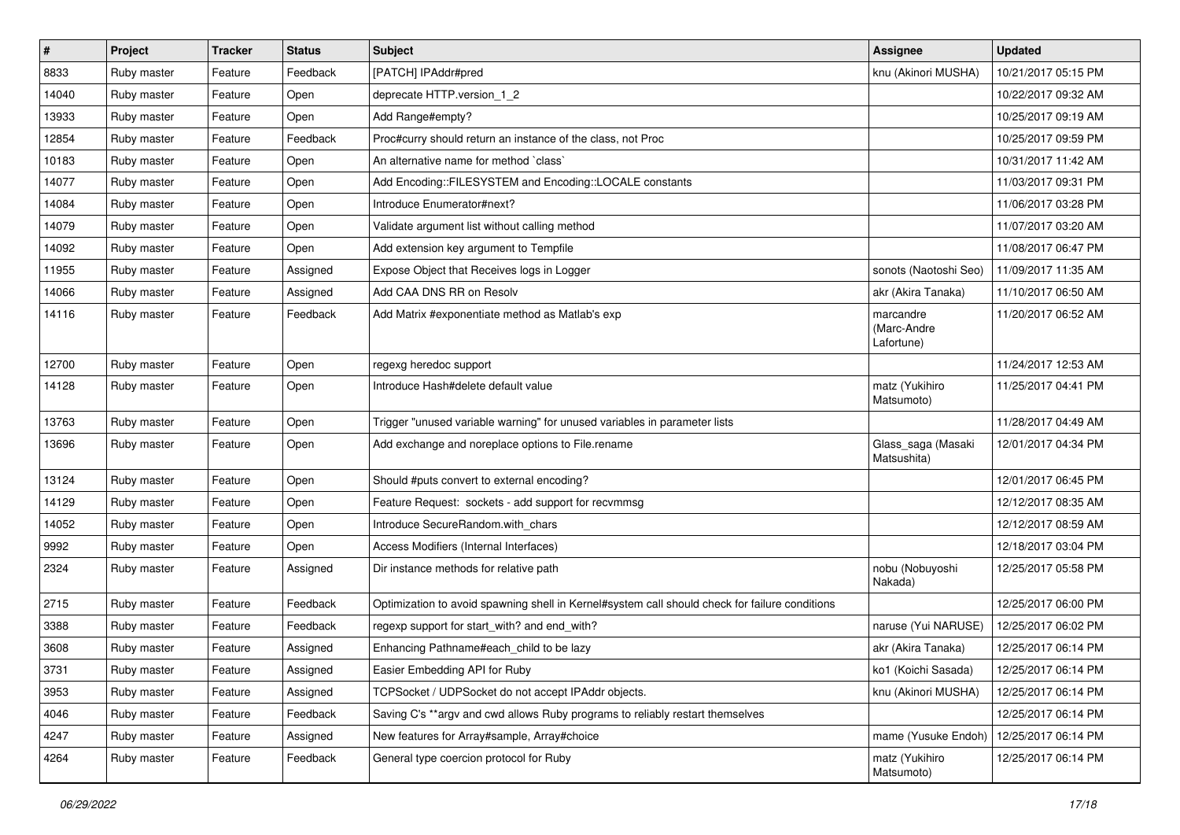| # | Project | Tracker | Status | Subject | Assignee | Updated |
|---|---|---|---|---|---|---|
| 8833 | Ruby master | Feature | Feedback | [PATCH] IPAddr#pred | knu (Akinori MUSHA) | 10/21/2017 05:15 PM |
| 14040 | Ruby master | Feature | Open | deprecate HTTP.version_1_2 | | 10/22/2017 09:32 AM |
| 13933 | Ruby master | Feature | Open | Add Range#empty? | | 10/25/2017 09:19 AM |
| 12854 | Ruby master | Feature | Feedback | Proc#curry should return an instance of the class, not Proc | | 10/25/2017 09:59 PM |
| 10183 | Ruby master | Feature | Open | An alternative name for method `class` | | 10/31/2017 11:42 AM |
| 14077 | Ruby master | Feature | Open | Add Encoding::FILESYSTEM and Encoding::LOCALE constants | | 11/03/2017 09:31 PM |
| 14084 | Ruby master | Feature | Open | Introduce Enumerator#next? | | 11/06/2017 03:28 PM |
| 14079 | Ruby master | Feature | Open | Validate argument list without calling method | | 11/07/2017 03:20 AM |
| 14092 | Ruby master | Feature | Open | Add extension key argument to Tempfile | | 11/08/2017 06:47 PM |
| 11955 | Ruby master | Feature | Assigned | Expose Object that Receives logs in Logger | sonots (Naotoshi Seo) | 11/09/2017 11:35 AM |
| 14066 | Ruby master | Feature | Assigned | Add CAA DNS RR on Resolv | akr (Akira Tanaka) | 11/10/2017 06:50 AM |
| 14116 | Ruby master | Feature | Feedback | Add Matrix #exponentiate method as Matlab's exp | marcandre (Marc-Andre Lafortune) | 11/20/2017 06:52 AM |
| 12700 | Ruby master | Feature | Open | regexg heredoc support | | 11/24/2017 12:53 AM |
| 14128 | Ruby master | Feature | Open | Introduce Hash#delete default value | matz (Yukihiro Matsumoto) | 11/25/2017 04:41 PM |
| 13763 | Ruby master | Feature | Open | Trigger "unused variable warning" for unused variables in parameter lists | | 11/28/2017 04:49 AM |
| 13696 | Ruby master | Feature | Open | Add exchange and noreplace options to File.rename | Glass_saga (Masaki Matsushita) | 12/01/2017 04:34 PM |
| 13124 | Ruby master | Feature | Open | Should #puts convert to external encoding? | | 12/01/2017 06:45 PM |
| 14129 | Ruby master | Feature | Open | Feature Request: sockets - add support for recvmmsg | | 12/12/2017 08:35 AM |
| 14052 | Ruby master | Feature | Open | Introduce SecureRandom.with_chars | | 12/12/2017 08:59 AM |
| 9992 | Ruby master | Feature | Open | Access Modifiers (Internal Interfaces) | | 12/18/2017 03:04 PM |
| 2324 | Ruby master | Feature | Assigned | Dir instance methods for relative path | nobu (Nobuyoshi Nakada) | 12/25/2017 05:58 PM |
| 2715 | Ruby master | Feature | Feedback | Optimization to avoid spawning shell in Kernel#system call should check for failure conditions | | 12/25/2017 06:00 PM |
| 3388 | Ruby master | Feature | Feedback | regexp support for start_with? and end_with? | naruse (Yui NARUSE) | 12/25/2017 06:02 PM |
| 3608 | Ruby master | Feature | Assigned | Enhancing Pathname#each_child to be lazy | akr (Akira Tanaka) | 12/25/2017 06:14 PM |
| 3731 | Ruby master | Feature | Assigned | Easier Embedding API for Ruby | ko1 (Koichi Sasada) | 12/25/2017 06:14 PM |
| 3953 | Ruby master | Feature | Assigned | TCPSocket / UDPSocket do not accept IPAddr objects. | knu (Akinori MUSHA) | 12/25/2017 06:14 PM |
| 4046 | Ruby master | Feature | Feedback | Saving C's **argv and cwd allows Ruby programs to reliably restart themselves | | 12/25/2017 06:14 PM |
| 4247 | Ruby master | Feature | Assigned | New features for Array#sample, Array#choice | mame (Yusuke Endoh) | 12/25/2017 06:14 PM |
| 4264 | Ruby master | Feature | Feedback | General type coercion protocol for Ruby | matz (Yukihiro Matsumoto) | 12/25/2017 06:14 PM |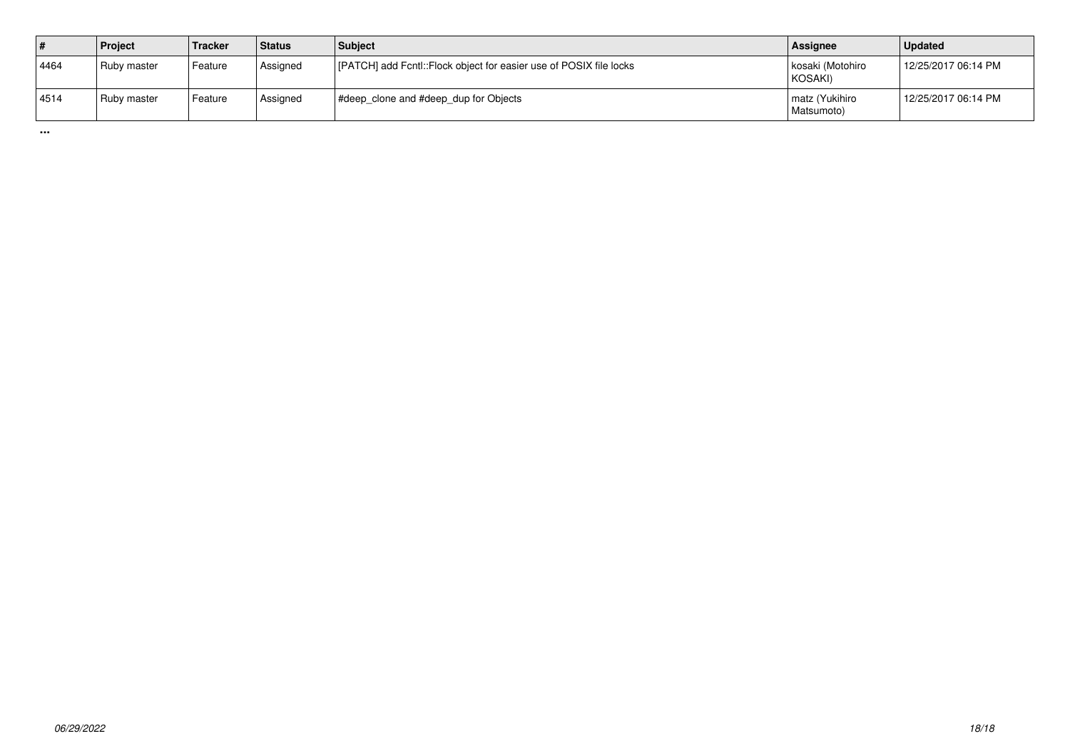| # | Project | Tracker | Status | Subject | Assignee | Updated |
|---|---|---|---|---|---|---|
| 4464 | Ruby master | Feature | Assigned | [PATCH] add Fcntl::Flock object for easier use of POSIX file locks | kosaki (Motohiro KOSAKI) | 12/25/2017 06:14 PM |
| 4514 | Ruby master | Feature | Assigned | #deep_clone and #deep_dup for Objects | matz (Yukihiro Matsumoto) | 12/25/2017 06:14 PM |

...